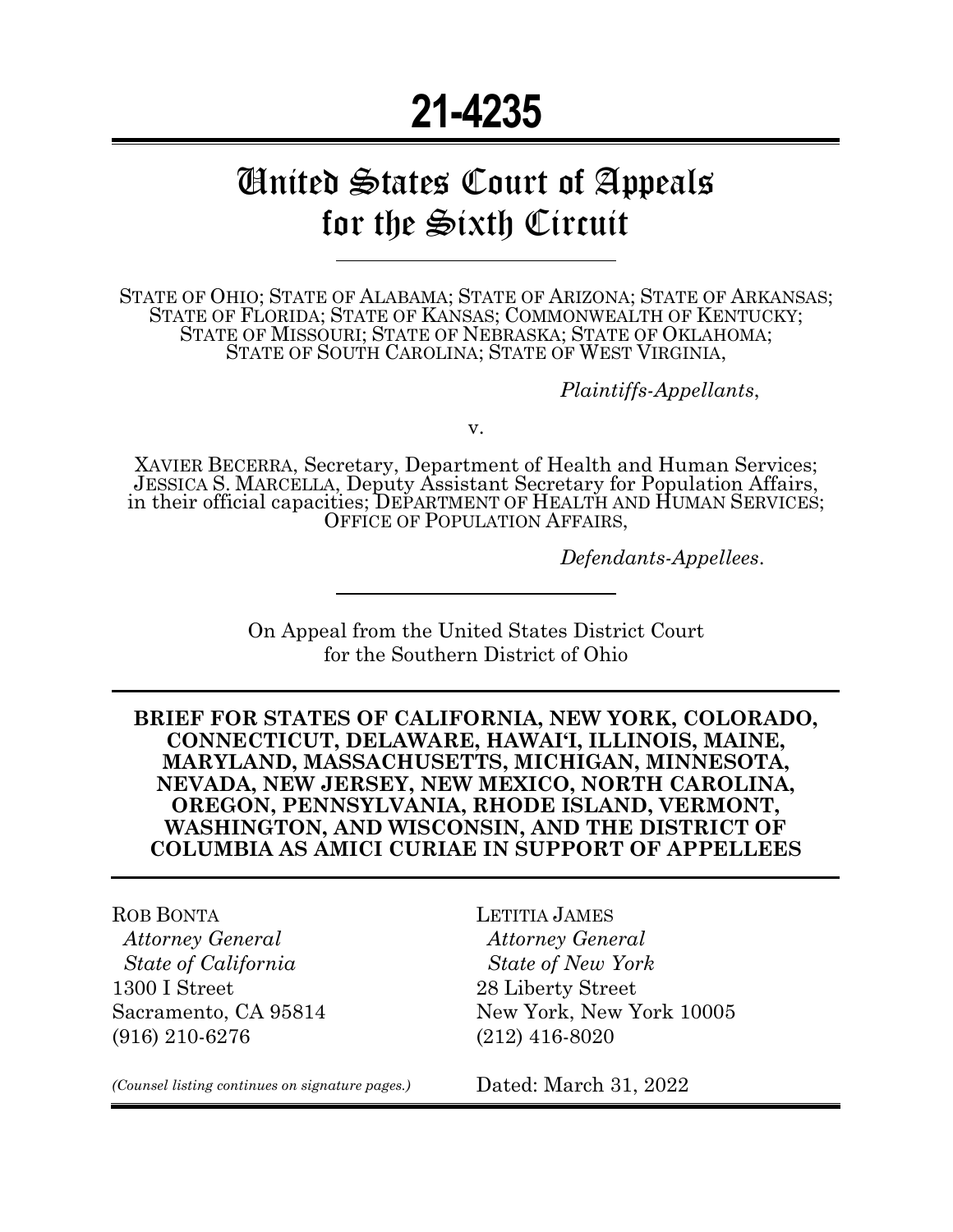# 21-4235

## United States Court of Appeals for the Sixth Circuit

STATE OF OHIO; STATE OF ALABAMA; STATE OF ARIZONA; STATE OF ARKANSAS; STATE OF FLORIDA; STATE OF KANSAS; COMMONWEALTH OF KENTUCKY; STATE OF MISSOURI; STATE OF NEBRASKA; STATE OF OKLAHOMA; STATE OF SOUTH CAROLINA; STATE OF WEST VIRGINIA,

*Plaintiffs-Appellants*,

v.

XAVIER BECERRA, Secretary, Department of Health and Human Services; JESSICA S. MARCELLA, Deputy Assistant Secretary for Population Affairs, in their official capacities; DEPARTMENT OF HEALTH AND HUMAN SERVICES; OFFICE OF POPULATION AFFAIRS,

*Defendants-Appellees*.

On Appeal from the United States District Court for the Southern District of Ohio

**BRIEF FOR STATES OF CALIFORNIA, NEW YORK, COLORADO, CONNECTICUT, DELAWARE, HAWAIʻI, ILLINOIS, MAINE, MARYLAND, MASSACHUSETTS, MICHIGAN, MINNESOTA, NEVADA, NEW JERSEY, NEW MEXICO, NORTH CAROLINA, OREGON, PENNSYLVANIA, RHODE ISLAND, VERMONT, WASHINGTON, AND WISCONSIN, AND THE DISTRICT OF COLUMBIA AS AMICI CURIAE IN SUPPORT OF APPELLEES**

ROB BONTA
*Attorney General*
*State of California*
1300 I Street
Sacramento, CA 95814
(916) 210-6276

LETITIA JAMES
*Attorney General*
*State of New York*
28 Liberty Street
New York, New York 10005
(212) 416-8020

*(Counsel listing continues on signature pages.)*

Dated: March 31, 2022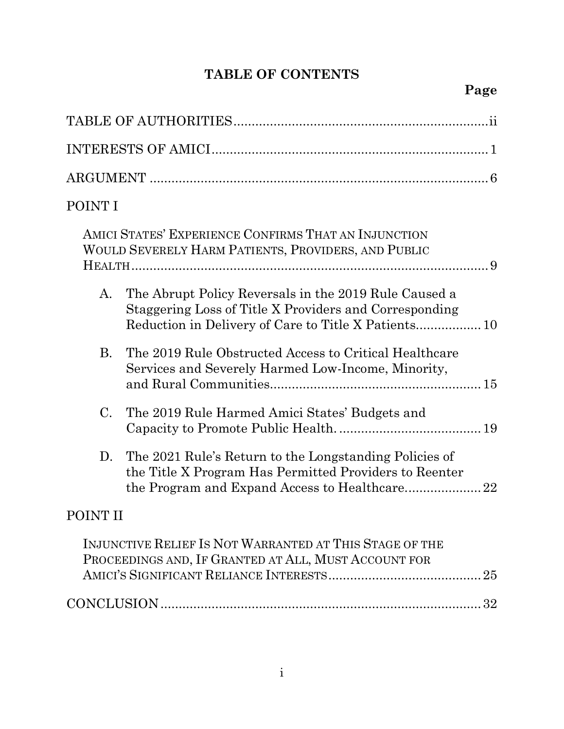# TABLE OF CONTENTS

| | Page |
|---|---|
| TABLE OF AUTHORITIES | ii |
| INTERESTS OF AMICI | 1 |
| ARGUMENT | 6 |
| POINT I | |
| AMICI STATES' EXPERIENCE CONFIRMS THAT AN INJUNCTION WOULD SEVERELY HARM PATIENTS, PROVIDERS, AND PUBLIC HEALTH | 9 |
| A. The Abrupt Policy Reversals in the 2019 Rule Caused a Staggering Loss of Title X Providers and Corresponding Reduction in Delivery of Care to Title X Patients | 10 |
| B. The 2019 Rule Obstructed Access to Critical Healthcare Services and Severely Harmed Low-Income, Minority, and Rural Communities | 15 |
| C. The 2019 Rule Harmed Amici States' Budgets and Capacity to Promote Public Health. | 19 |
| D. The 2021 Rule's Return to the Longstanding Policies of the Title X Program Has Permitted Providers to Reenter the Program and Expand Access to Healthcare | 22 |
| POINT II | |
| INJUNCTIVE RELIEF IS NOT WARRANTED AT THIS STAGE OF THE PROCEEDINGS AND, IF GRANTED AT ALL, MUST ACCOUNT FOR AMICI'S SIGNIFICANT RELIANCE INTERESTS | 25 |
| CONCLUSION | 32 |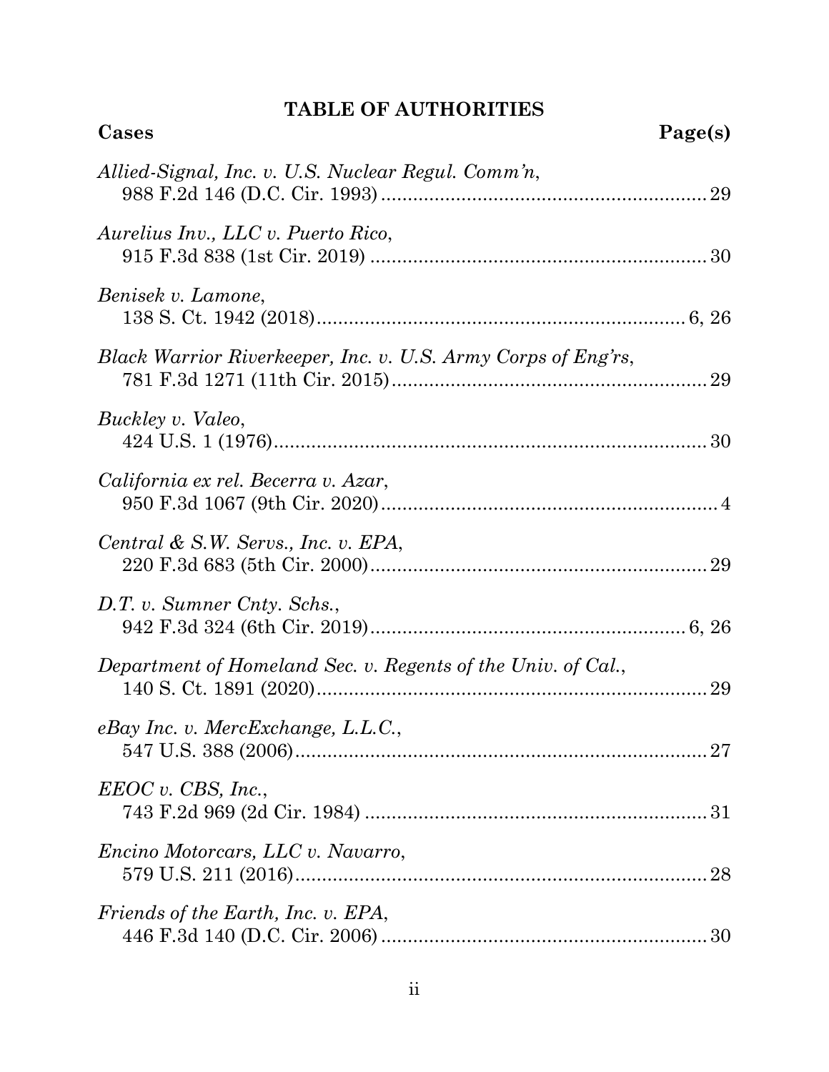# TABLE OF AUTHORITIES

**Cases** **Page(s)**

*Allied-Signal, Inc. v. U.S. Nuclear Regul. Comm'n*,
988 F.2d 146 (D.C. Cir. 1993) ............................................................ 29

*Aurelius Inv., LLC v. Puerto Rico*,
915 F.3d 838 (1st Cir. 2019) ............................................................ 30

*Benisek v. Lamone*,
138 S. Ct. 1942 (2018) ............................................................ 6, 26

*Black Warrior Riverkeeper, Inc. v. U.S. Army Corps of Eng'rs*,
781 F.3d 1271 (11th Cir. 2015) ............................................................ 29

*Buckley v. Valeo*,
424 U.S. 1 (1976) ............................................................ 30

*California ex rel. Becerra v. Azar*,
950 F.3d 1067 (9th Cir. 2020) ............................................................ 4

*Central & S.W. Servs., Inc. v. EPA*,
220 F.3d 683 (5th Cir. 2000) ............................................................ 29

*D.T. v. Sumner Cnty. Schs.*,
942 F.3d 324 (6th Cir. 2019) ............................................................ 6, 26

*Department of Homeland Sec. v. Regents of the Univ. of Cal.*,
140 S. Ct. 1891 (2020) ............................................................ 29

*eBay Inc. v. MercExchange, L.L.C.*,
547 U.S. 388 (2006) ............................................................ 27

*EEOC v. CBS, Inc.*,
743 F.2d 969 (2d Cir. 1984) ............................................................ 31

*Encino Motorcars, LLC v. Navarro*,
579 U.S. 211 (2016) ............................................................ 28

*Friends of the Earth, Inc. v. EPA*,
446 F.3d 140 (D.C. Cir. 2006) ............................................................ 30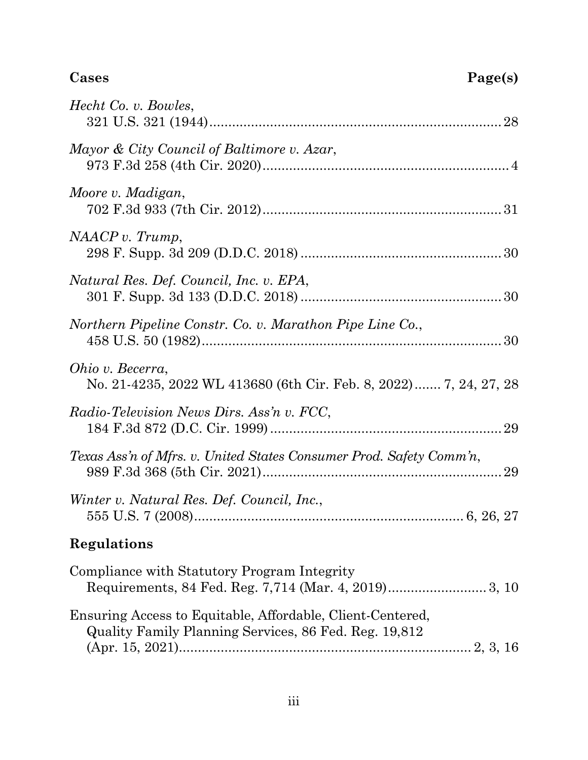**Cases** **Page(s)**

*Hecht Co. v. Bowles*,
321 U.S. 321 (1944) ............................................................................ 28

*Mayor & City Council of Baltimore v. Azar*,
973 F.3d 258 (4th Cir. 2020) ................................................................ 4

*Moore v. Madigan*,
702 F.3d 933 (7th Cir. 2012) .............................................................. 31

*NAACP v. Trump*,
298 F. Supp. 3d 209 (D.D.C. 2018) .................................................... 30

*Natural Res. Def. Council, Inc. v. EPA*,
301 F. Supp. 3d 133 (D.D.C. 2018) .................................................... 30

*Northern Pipeline Constr. Co. v. Marathon Pipe Line Co.*,
458 U.S. 50 (1982) .............................................................................. 30

*Ohio v. Becerra*,
No. 21-4235, 2022 WL 413680 (6th Cir. Feb. 8, 2022) ....... 7, 24, 27, 28

*Radio-Television News Dirs. Ass'n v. FCC*,
184 F.3d 872 (D.C. Cir. 1999) ............................................................ 29

*Texas Ass'n of Mfrs. v. United States Consumer Prod. Safety Comm'n*,
989 F.3d 368 (5th Cir. 2021) .............................................................. 29

*Winter v. Natural Res. Def. Council, Inc.*,
555 U.S. 7 (2008) ..................................................................... 6, 26, 27

**Regulations**

Compliance with Statutory Program Integrity
Requirements, 84 Fed. Reg. 7,714 (Mar. 4, 2019) .......................... 3, 10

Ensuring Access to Equitable, Affordable, Client-Centered,
Quality Family Planning Services, 86 Fed. Reg. 19,812
(Apr. 15, 2021) ........................................................................... 2, 3, 16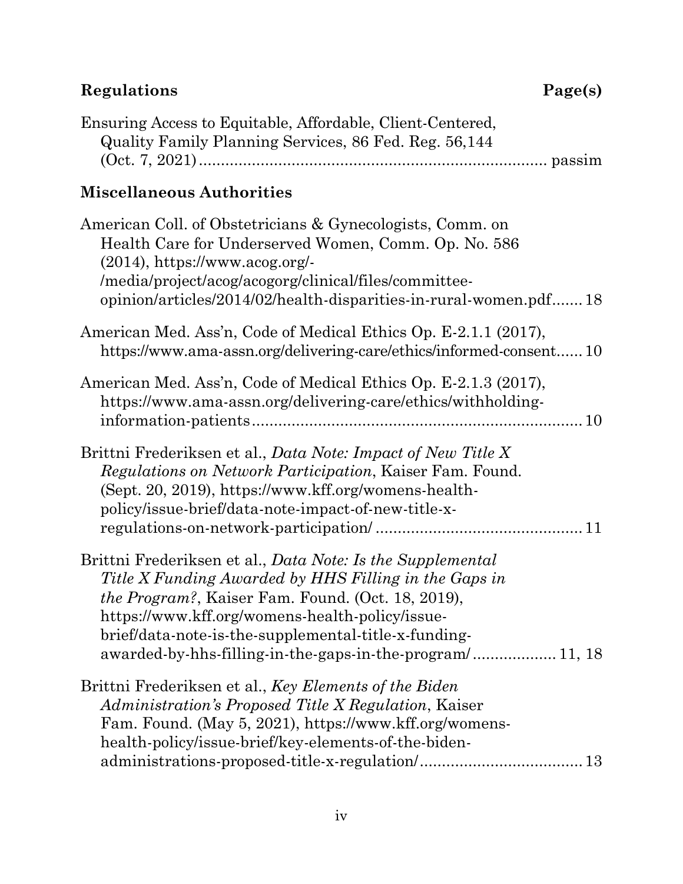## Regulations **Page(s)**

Ensuring Access to Equitable, Affordable, Client-Centered, Quality Family Planning Services, 86 Fed. Reg. 56,144 (Oct. 7, 2021) ........................................................................ passim

## Miscellaneous Authorities

American Coll. of Obstetricians & Gynecologists, Comm. on Health Care for Underserved Women, Comm. Op. No. 586 (2014), https://www.acog.org/-/media/project/acog/acogorg/clinical/files/committee-opinion/articles/2014/02/health-disparities-in-rural-women.pdf....... 18

American Med. Ass'n, Code of Medical Ethics Op. E-2.1.1 (2017), https://www.ama-assn.org/delivering-care/ethics/informed-consent...... 10

American Med. Ass'n, Code of Medical Ethics Op. E-2.1.3 (2017), https://www.ama-assn.org/delivering-care/ethics/withholding-information-patients........................................................................ 10

Brittni Frederiksen et al., *Data Note: Impact of New Title X Regulations on Network Participation*, Kaiser Fam. Found. (Sept. 20, 2019), https://www.kff.org/womens-health-policy/issue-brief/data-note-impact-of-new-title-x-regulations-on-network-participation/ .............................................. 11

Brittni Frederiksen et al., *Data Note: Is the Supplemental Title X Funding Awarded by HHS Filling in the Gaps in the Program?*, Kaiser Fam. Found. (Oct. 18, 2019), https://www.kff.org/womens-health-policy/issue-brief/data-note-is-the-supplemental-title-x-funding-awarded-by-hhs-filling-in-the-gaps-in-the-program/ .................. 11, 18

Brittni Frederiksen et al., *Key Elements of the Biden Administration's Proposed Title X Regulation*, Kaiser Fam. Found. (May 5, 2021), https://www.kff.org/womens-health-policy/issue-brief/key-elements-of-the-biden-administrations-proposed-title-x-regulation/.................................... 13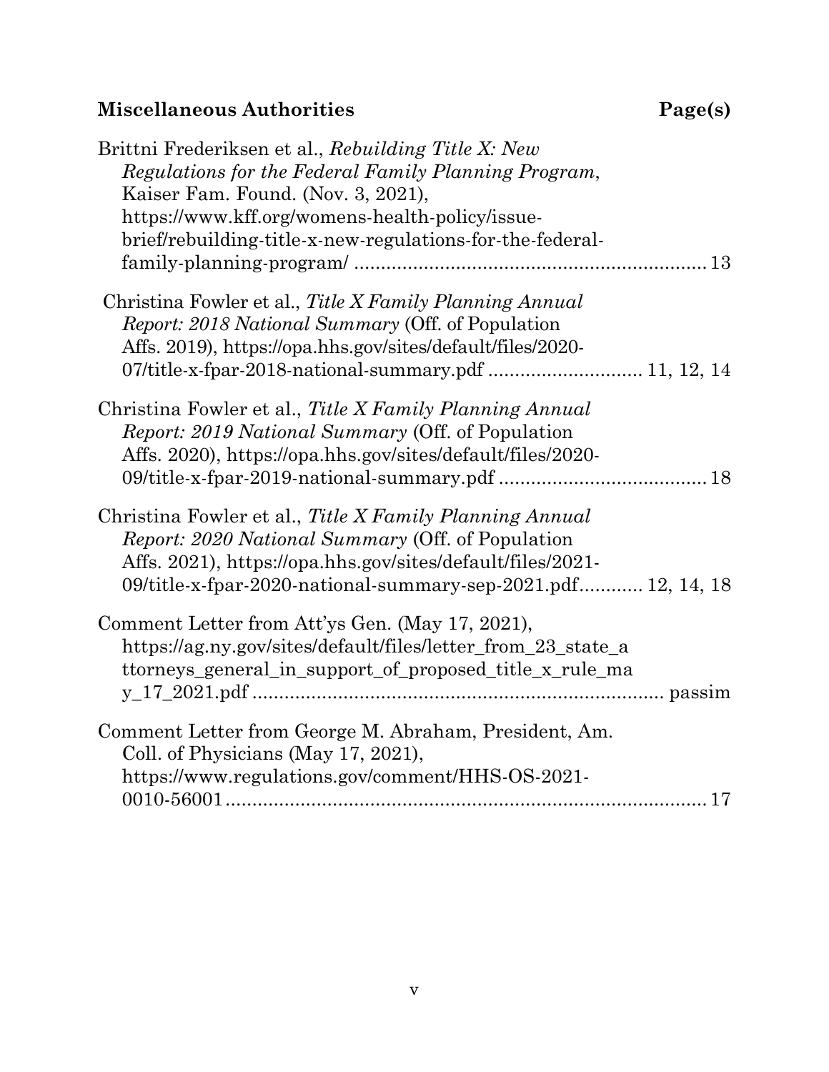**Miscellaneous Authorities** **Page(s)**

Brittni Frederiksen et al., *Rebuilding Title X: New Regulations for the Federal Family Planning Program*, Kaiser Fam. Found. (Nov. 3, 2021), https://www.kff.org/womens-health-policy/issue-brief/rebuilding-title-x-new-regulations-for-the-federal-family-planning-program/ ................................................................ 13

Christina Fowler et al., *Title X Family Planning Annual Report: 2018 National Summary* (Off. of Population Affs. 2019), https://opa.hhs.gov/sites/default/files/2020-07/title-x-fpar-2018-national-summary.pdf ............................ 11, 12, 14

Christina Fowler et al., *Title X Family Planning Annual Report: 2019 National Summary* (Off. of Population Affs. 2020), https://opa.hhs.gov/sites/default/files/2020-09/title-x-fpar-2019-national-summary.pdf ...................................... 18

Christina Fowler et al., *Title X Family Planning Annual Report: 2020 National Summary* (Off. of Population Affs. 2021), https://opa.hhs.gov/sites/default/files/2021-09/title-x-fpar-2020-national-summary-sep-2021.pdf............ 12, 14, 18

Comment Letter from Att'ys Gen. (May 17, 2021), https://ag.ny.gov/sites/default/files/letter_from_23_state_attorneys_general_in_support_of_proposed_title_x_rule_may_17_2021.pdf ........................................................................... passim

Comment Letter from George M. Abraham, President, Am. Coll. of Physicians (May 17, 2021), https://www.regulations.gov/comment/HHS-OS-2021-0010-56001......................................................................................... 17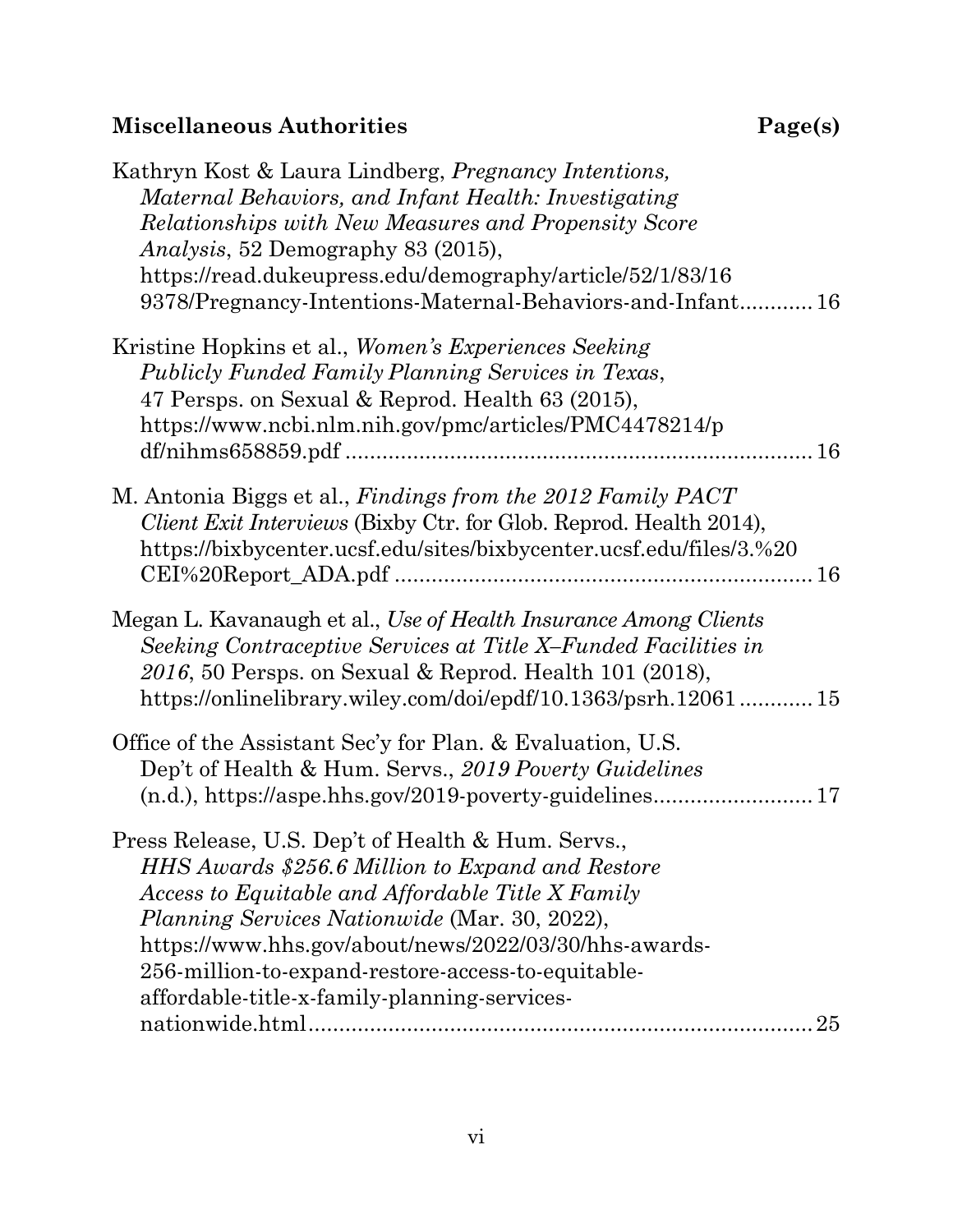**Miscellaneous Authorities** **Page(s)**

Kathryn Kost & Laura Lindberg, *Pregnancy Intentions, Maternal Behaviors, and Infant Health: Investigating Relationships with New Measures and Propensity Score Analysis*, 52 Demography 83 (2015), https://read.dukeupress.edu/demography/article/52/1/83/169378/Pregnancy-Intentions-Maternal-Behaviors-and-Infant ............ 16

Kristine Hopkins et al., *Women's Experiences Seeking Publicly Funded Family Planning Services in Texas*, 47 Persps. on Sexual & Reprod. Health 63 (2015), https://www.ncbi.nlm.nih.gov/pmc/articles/PMC4478214/pdf/nihms658859.pdf ............ 16

M. Antonia Biggs et al., *Findings from the 2012 Family PACT Client Exit Interviews* (Bixby Ctr. for Glob. Reprod. Health 2014), https://bixbycenter.ucsf.edu/sites/bixbycenter.ucsf.edu/files/3.%20CEI%20Report_ADA.pdf ............ 16

Megan L. Kavanaugh et al., *Use of Health Insurance Among Clients Seeking Contraceptive Services at Title X–Funded Facilities in 2016*, 50 Persps. on Sexual & Reprod. Health 101 (2018), https://onlinelibrary.wiley.com/doi/epdf/10.1363/psrh.12061 ............ 15

Office of the Assistant Sec'y for Plan. & Evaluation, U.S. Dep't of Health & Hum. Servs., *2019 Poverty Guidelines* (n.d.), https://aspe.hhs.gov/2019-poverty-guidelines ............ 17

Press Release, U.S. Dep't of Health & Hum. Servs., *HHS Awards $256.6 Million to Expand and Restore Access to Equitable and Affordable Title X Family Planning Services Nationwide* (Mar. 30, 2022), https://www.hhs.gov/about/news/2022/03/30/hhs-awards-256-million-to-expand-restore-access-to-equitable-affordable-title-x-family-planning-services-nationwide.html ............ 25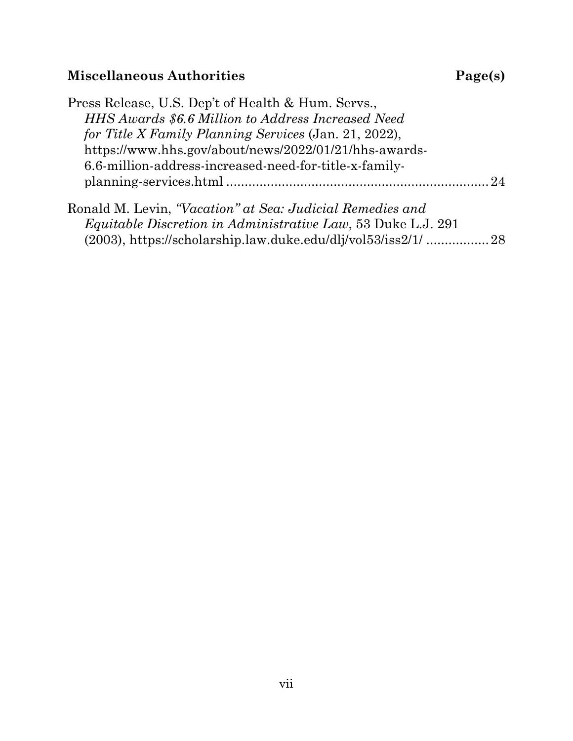**Miscellaneous Authorities** **Page(s)**

Press Release, U.S. Dep't of Health & Hum. Servs., *HHS Awards $6.6 Million to Address Increased Need for Title X Family Planning Services* (Jan. 21, 2022), https://www.hhs.gov/about/news/2022/01/21/hhs-awards-6.6-million-address-increased-need-for-title-x-family-planning-services.html ........................................................................ 24

Ronald M. Levin, *"Vacation" at Sea: Judicial Remedies and Equitable Discretion in Administrative Law*, 53 Duke L.J. 291 (2003), https://scholarship.law.duke.edu/dlj/vol53/iss2/1/ ................. 28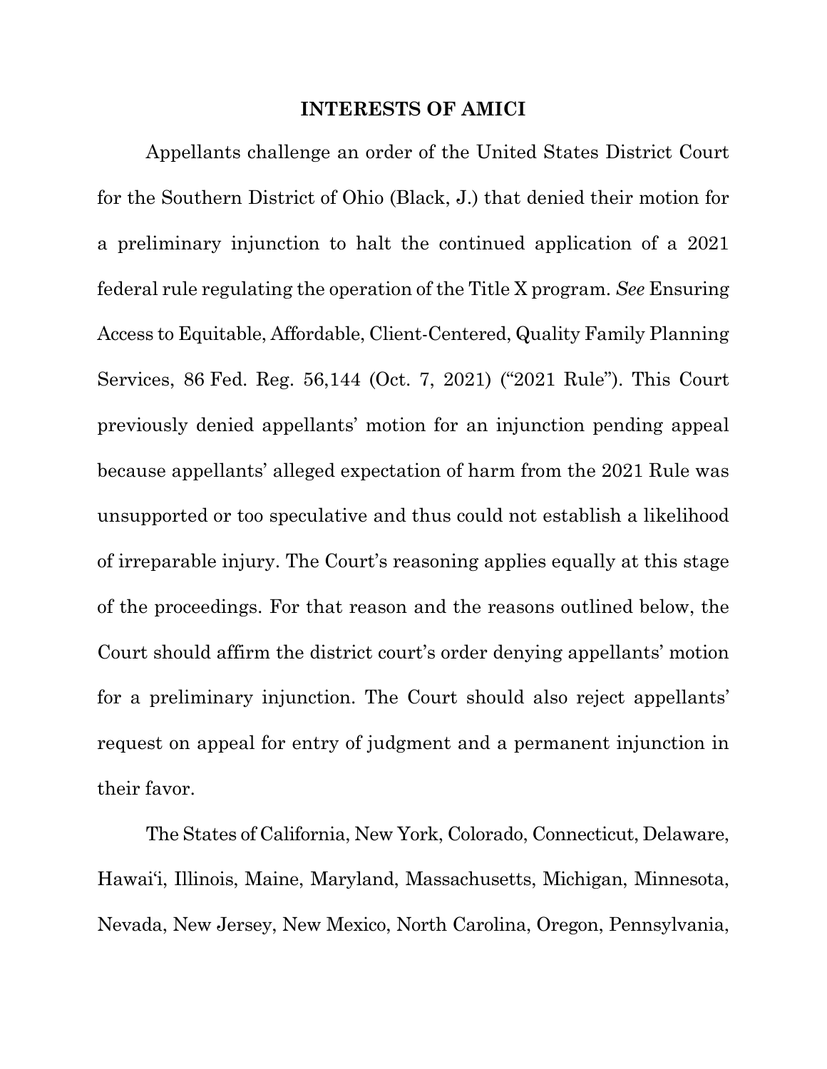## INTERESTS OF AMICI

Appellants challenge an order of the United States District Court for the Southern District of Ohio (Black, J.) that denied their motion for a preliminary injunction to halt the continued application of a 2021 federal rule regulating the operation of the Title X program. *See* Ensuring Access to Equitable, Affordable, Client-Centered, Quality Family Planning Services, 86 Fed. Reg. 56,144 (Oct. 7, 2021) ("2021 Rule"). This Court previously denied appellants' motion for an injunction pending appeal because appellants' alleged expectation of harm from the 2021 Rule was unsupported or too speculative and thus could not establish a likelihood of irreparable injury. The Court's reasoning applies equally at this stage of the proceedings. For that reason and the reasons outlined below, the Court should affirm the district court's order denying appellants' motion for a preliminary injunction. The Court should also reject appellants' request on appeal for entry of judgment and a permanent injunction in their favor.

The States of California, New York, Colorado, Connecticut, Delaware, Hawai'i, Illinois, Maine, Maryland, Massachusetts, Michigan, Minnesota, Nevada, New Jersey, New Mexico, North Carolina, Oregon, Pennsylvania,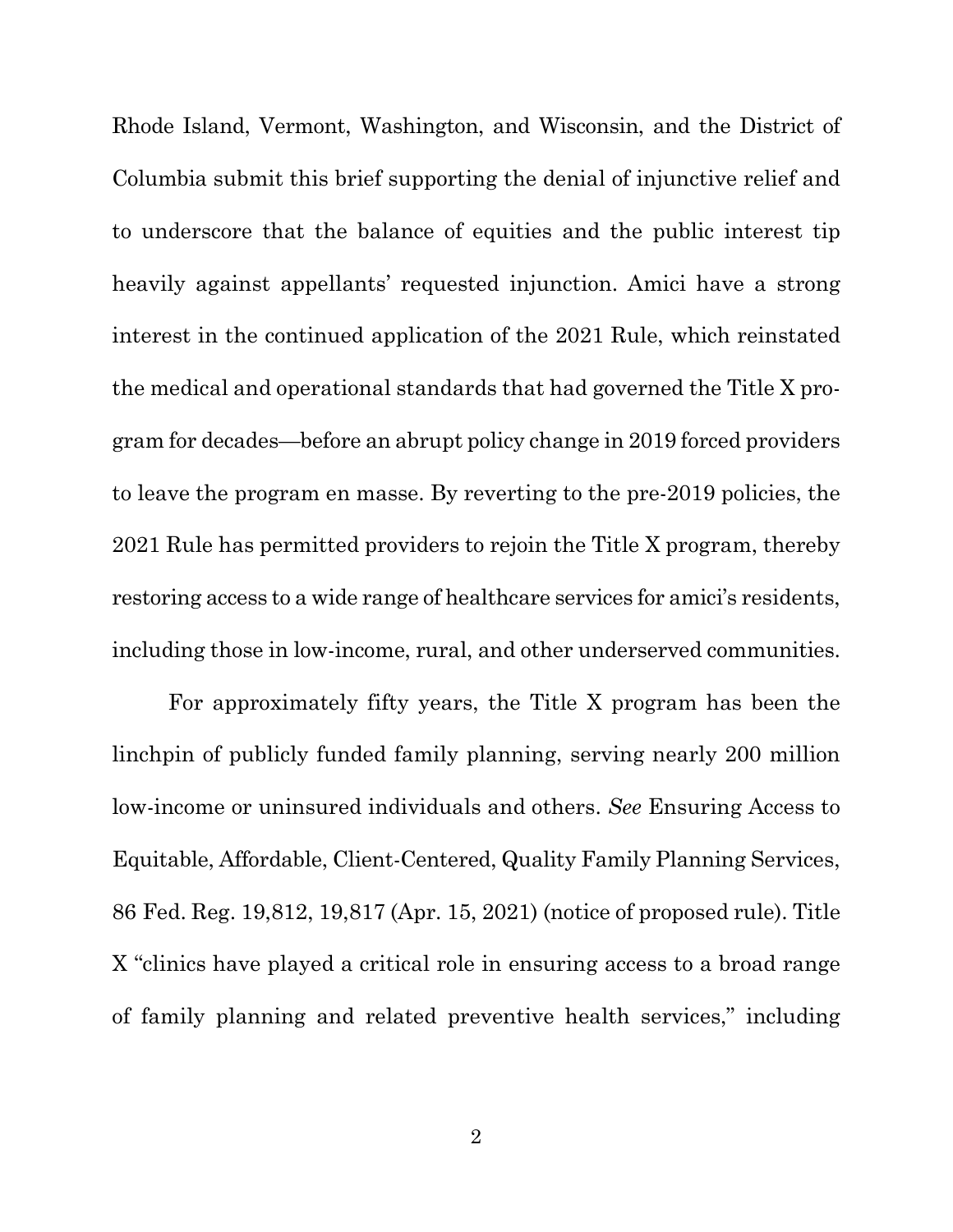Rhode Island, Vermont, Washington, and Wisconsin, and the District of Columbia submit this brief supporting the denial of injunctive relief and to underscore that the balance of equities and the public interest tip heavily against appellants' requested injunction. Amici have a strong interest in the continued application of the 2021 Rule, which reinstated the medical and operational standards that had governed the Title X program for decades—before an abrupt policy change in 2019 forced providers to leave the program en masse. By reverting to the pre-2019 policies, the 2021 Rule has permitted providers to rejoin the Title X program, thereby restoring access to a wide range of healthcare services for amici's residents, including those in low-income, rural, and other underserved communities.

For approximately fifty years, the Title X program has been the linchpin of publicly funded family planning, serving nearly 200 million low-income or uninsured individuals and others. *See* Ensuring Access to Equitable, Affordable, Client-Centered, Quality Family Planning Services, 86 Fed. Reg. 19,812, 19,817 (Apr. 15, 2021) (notice of proposed rule). Title X "clinics have played a critical role in ensuring access to a broad range of family planning and related preventive health services," including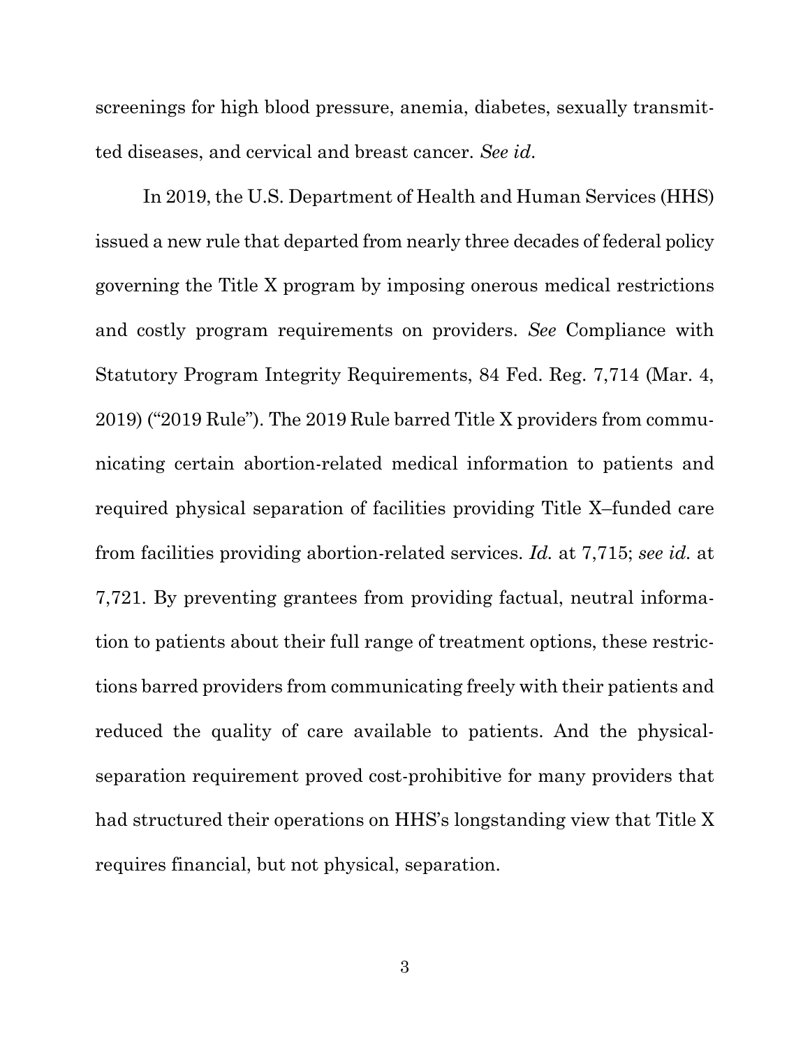screenings for high blood pressure, anemia, diabetes, sexually transmitted diseases, and cervical and breast cancer. *See id*.

In 2019, the U.S. Department of Health and Human Services (HHS) issued a new rule that departed from nearly three decades of federal policy governing the Title X program by imposing onerous medical restrictions and costly program requirements on providers. *See* Compliance with Statutory Program Integrity Requirements, 84 Fed. Reg. 7,714 (Mar. 4, 2019) ("2019 Rule"). The 2019 Rule barred Title X providers from communicating certain abortion-related medical information to patients and required physical separation of facilities providing Title X–funded care from facilities providing abortion-related services. *Id.* at 7,715; *see id.* at 7,721. By preventing grantees from providing factual, neutral information to patients about their full range of treatment options, these restrictions barred providers from communicating freely with their patients and reduced the quality of care available to patients. And the physical-separation requirement proved cost-prohibitive for many providers that had structured their operations on HHS's longstanding view that Title X requires financial, but not physical, separation.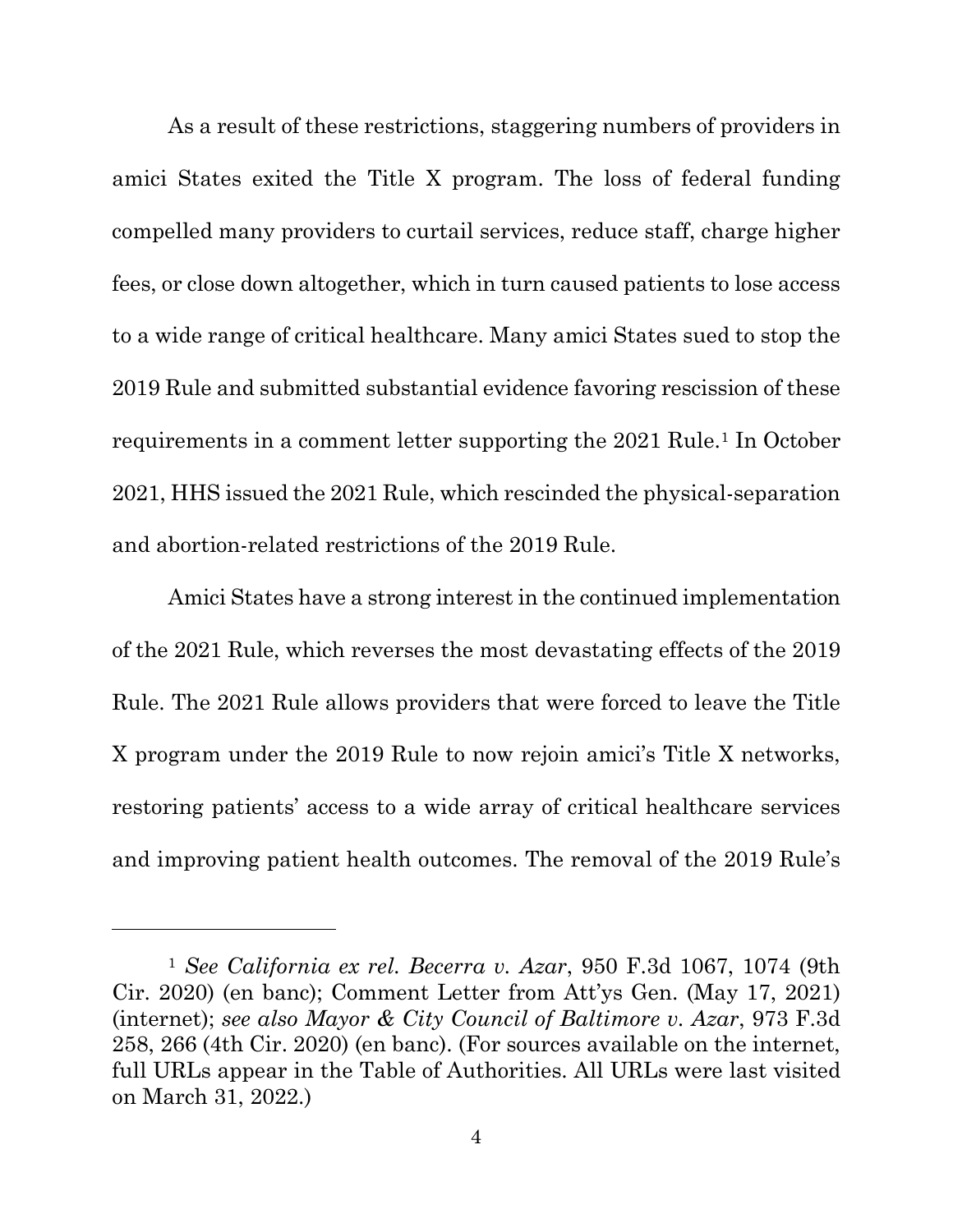As a result of these restrictions, staggering numbers of providers in amici States exited the Title X program. The loss of federal funding compelled many providers to curtail services, reduce staff, charge higher fees, or close down altogether, which in turn caused patients to lose access to a wide range of critical healthcare. Many amici States sued to stop the 2019 Rule and submitted substantial evidence favoring rescission of these requirements in a comment letter supporting the 2021 Rule.[1] In October 2021, HHS issued the 2021 Rule, which rescinded the physical-separation and abortion-related restrictions of the 2019 Rule.

Amici States have a strong interest in the continued implementation of the 2021 Rule, which reverses the most devastating effects of the 2019 Rule. The 2021 Rule allows providers that were forced to leave the Title X program under the 2019 Rule to now rejoin amici's Title X networks, restoring patients' access to a wide array of critical healthcare services and improving patient health outcomes. The removal of the 2019 Rule's

---

[1] *See California ex rel. Becerra v. Azar*, 950 F.3d 1067, 1074 (9th Cir. 2020) (en banc); Comment Letter from Att'ys Gen. (May 17, 2021) (internet); *see also Mayor & City Council of Baltimore v. Azar*, 973 F.3d 258, 266 (4th Cir. 2020) (en banc). (For sources available on the internet, full URLs appear in the Table of Authorities. All URLs were last visited on March 31, 2022.)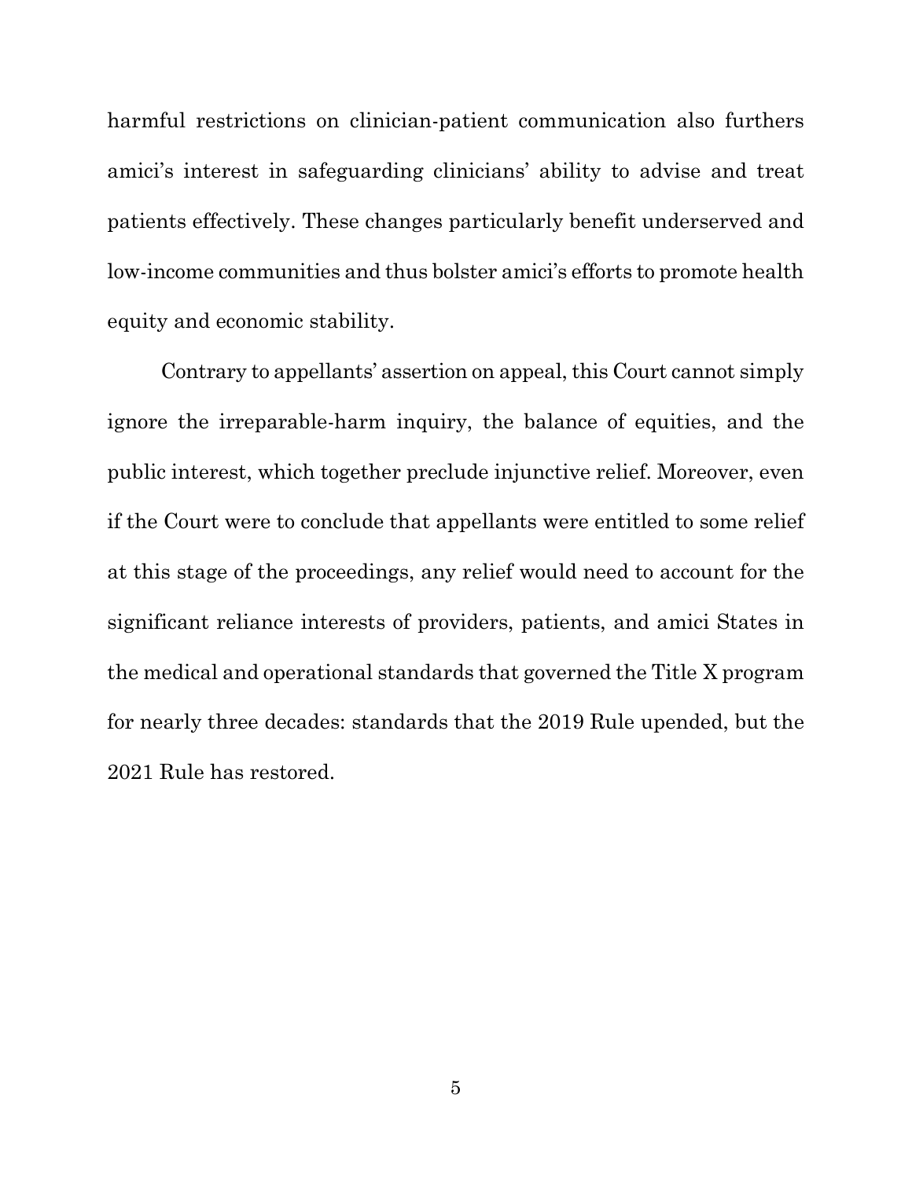harmful restrictions on clinician-patient communication also furthers amici's interest in safeguarding clinicians' ability to advise and treat patients effectively. These changes particularly benefit underserved and low-income communities and thus bolster amici's efforts to promote health equity and economic stability.

Contrary to appellants' assertion on appeal, this Court cannot simply ignore the irreparable-harm inquiry, the balance of equities, and the public interest, which together preclude injunctive relief. Moreover, even if the Court were to conclude that appellants were entitled to some relief at this stage of the proceedings, any relief would need to account for the significant reliance interests of providers, patients, and amici States in the medical and operational standards that governed the Title X program for nearly three decades: standards that the 2019 Rule upended, but the 2021 Rule has restored.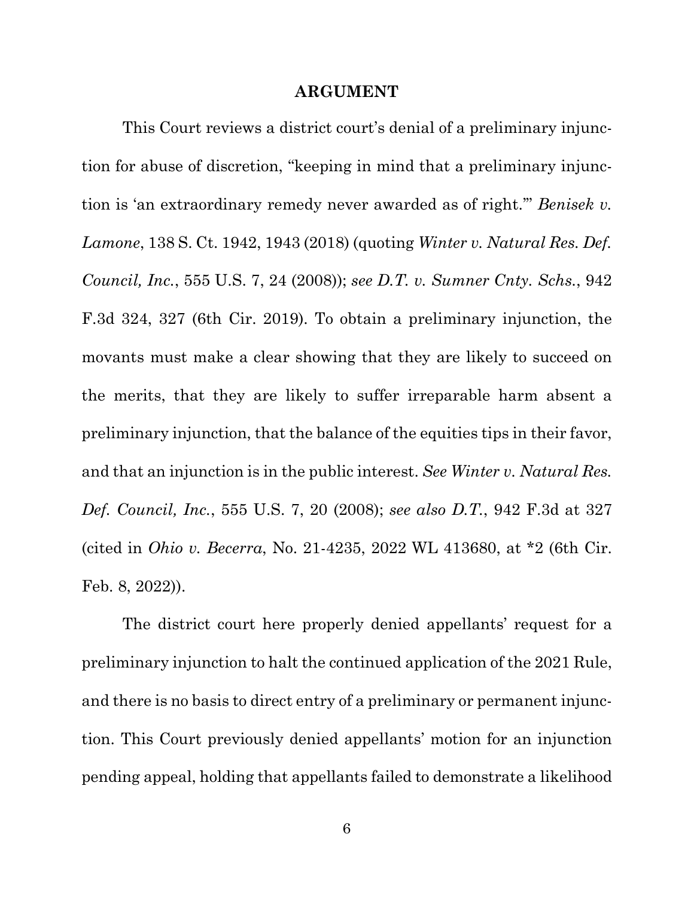## ARGUMENT

This Court reviews a district court's denial of a preliminary injunction for abuse of discretion, "keeping in mind that a preliminary injunction is 'an extraordinary remedy never awarded as of right.'" *Benisek v. Lamone*, 138 S. Ct. 1942, 1943 (2018) (quoting *Winter v. Natural Res. Def. Council, Inc.*, 555 U.S. 7, 24 (2008)); *see D.T. v. Sumner Cnty. Schs.*, 942 F.3d 324, 327 (6th Cir. 2019). To obtain a preliminary injunction, the movants must make a clear showing that they are likely to succeed on the merits, that they are likely to suffer irreparable harm absent a preliminary injunction, that the balance of the equities tips in their favor, and that an injunction is in the public interest. *See Winter v. Natural Res. Def. Council, Inc.*, 555 U.S. 7, 20 (2008); *see also D.T.*, 942 F.3d at 327 (cited in *Ohio v. Becerra*, No. 21-4235, 2022 WL 413680, at *2 (6th Cir. Feb. 8, 2022)).

The district court here properly denied appellants' request for a preliminary injunction to halt the continued application of the 2021 Rule, and there is no basis to direct entry of a preliminary or permanent injunction. This Court previously denied appellants' motion for an injunction pending appeal, holding that appellants failed to demonstrate a likelihood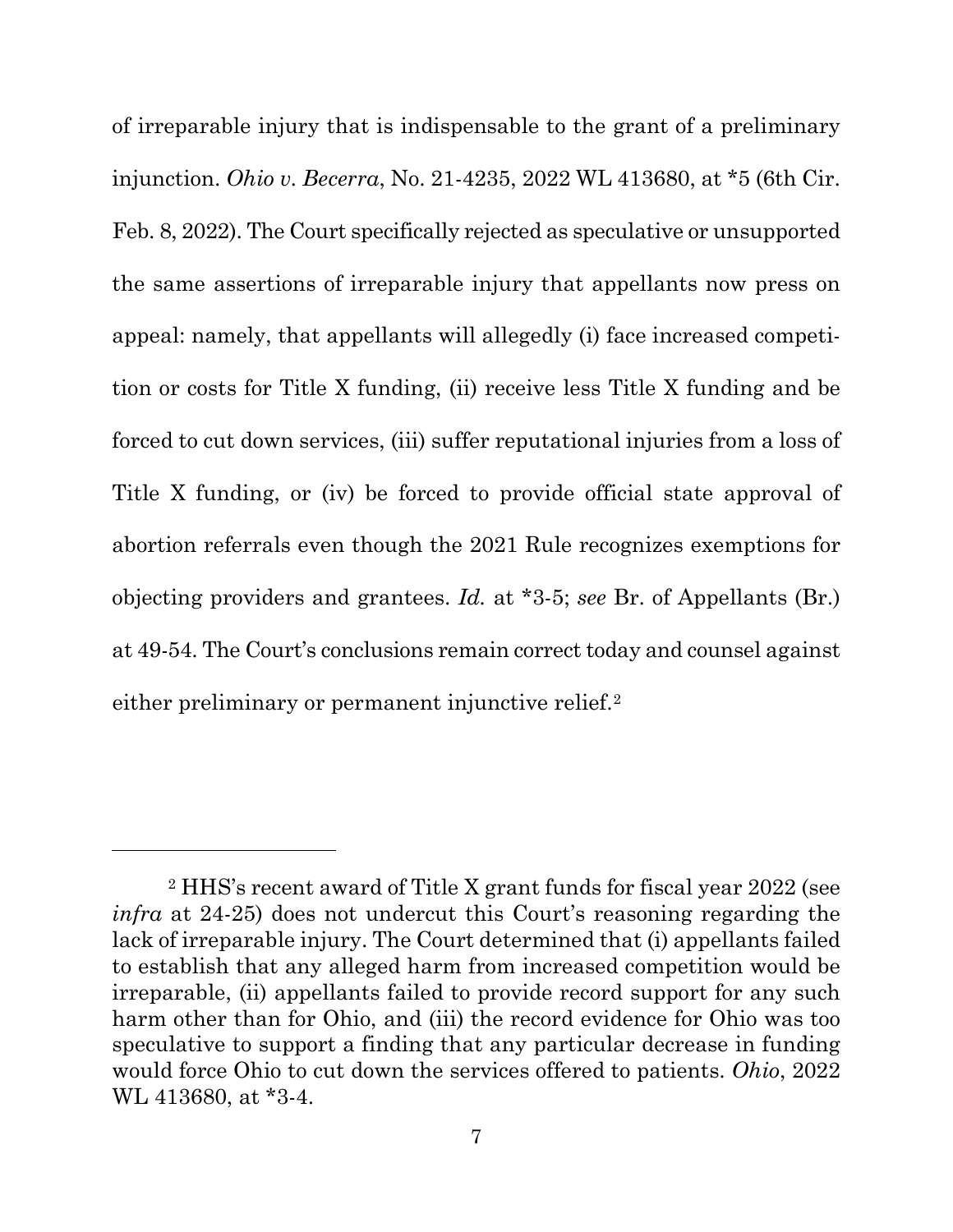of irreparable injury that is indispensable to the grant of a preliminary injunction. *Ohio v. Becerra*, No. 21-4235, 2022 WL 413680, at *5 (6th Cir. Feb. 8, 2022). The Court specifically rejected as speculative or unsupported the same assertions of irreparable injury that appellants now press on appeal: namely, that appellants will allegedly (i) face increased competition or costs for Title X funding, (ii) receive less Title X funding and be forced to cut down services, (iii) suffer reputational injuries from a loss of Title X funding, or (iv) be forced to provide official state approval of abortion referrals even though the 2021 Rule recognizes exemptions for objecting providers and grantees. *Id.* at *3-5; *see* Br. of Appellants (Br.) at 49-54. The Court's conclusions remain correct today and counsel against either preliminary or permanent injunctive relief.[2]

---

[2] HHS's recent award of Title X grant funds for fiscal year 2022 (see *infra* at 24-25) does not undercut this Court's reasoning regarding the lack of irreparable injury. The Court determined that (i) appellants failed to establish that any alleged harm from increased competition would be irreparable, (ii) appellants failed to provide record support for any such harm other than for Ohio, and (iii) the record evidence for Ohio was too speculative to support a finding that any particular decrease in funding would force Ohio to cut down the services offered to patients. *Ohio*, 2022 WL 413680, at *3-4.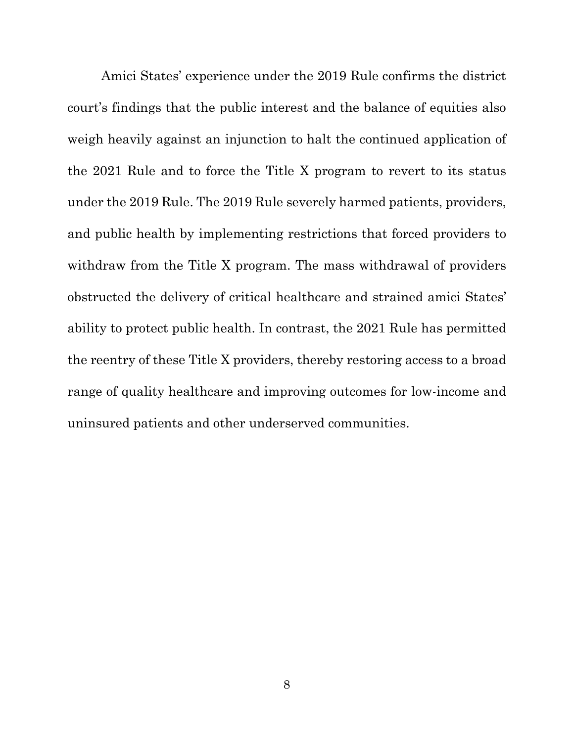Amici States' experience under the 2019 Rule confirms the district court's findings that the public interest and the balance of equities also weigh heavily against an injunction to halt the continued application of the 2021 Rule and to force the Title X program to revert to its status under the 2019 Rule. The 2019 Rule severely harmed patients, providers, and public health by implementing restrictions that forced providers to withdraw from the Title X program. The mass withdrawal of providers obstructed the delivery of critical healthcare and strained amici States' ability to protect public health. In contrast, the 2021 Rule has permitted the reentry of these Title X providers, thereby restoring access to a broad range of quality healthcare and improving outcomes for low-income and uninsured patients and other underserved communities.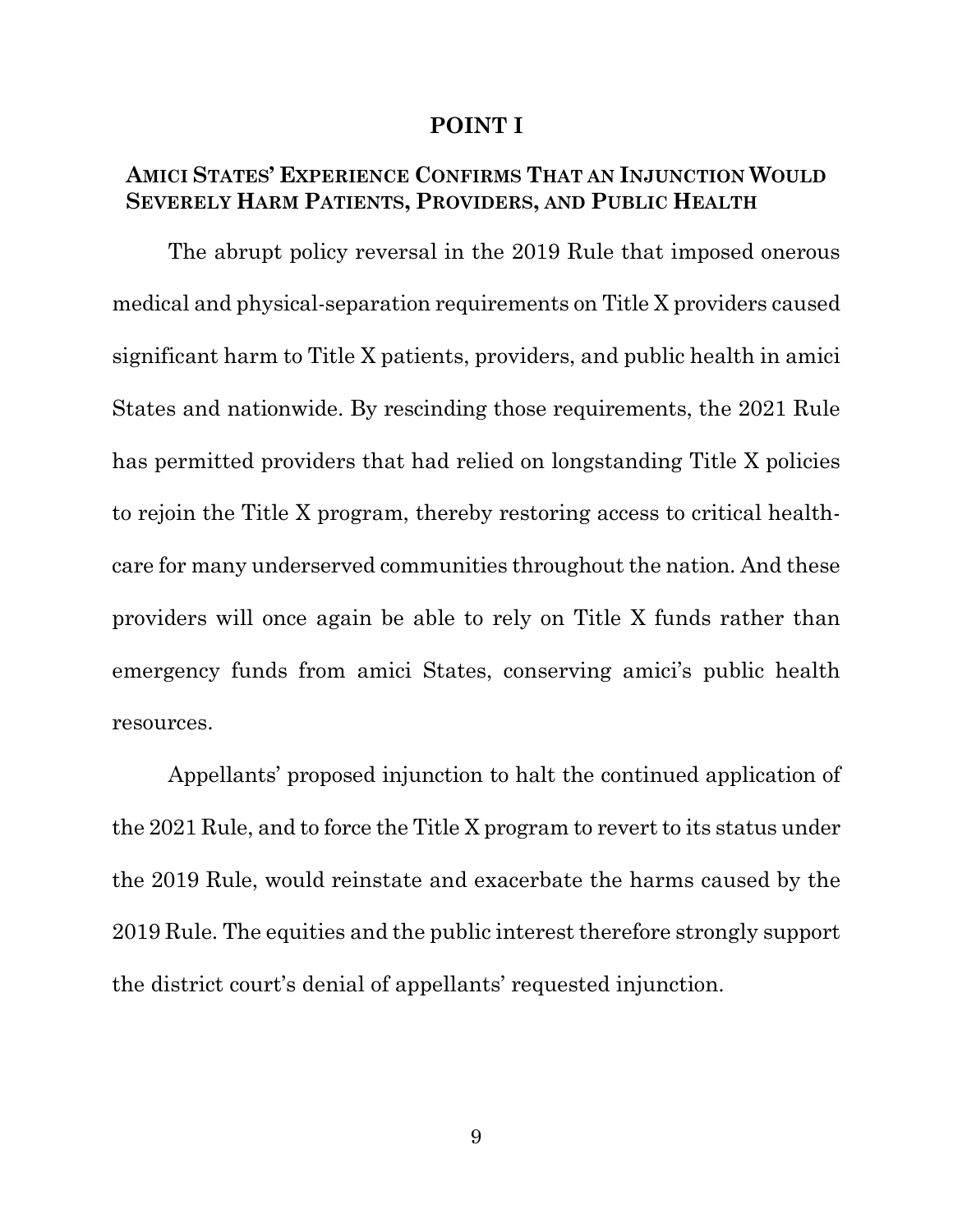# POINT I

## AMICI STATES' EXPERIENCE CONFIRMS THAT AN INJUNCTION WOULD SEVERELY HARM PATIENTS, PROVIDERS, AND PUBLIC HEALTH

The abrupt policy reversal in the 2019 Rule that imposed onerous medical and physical-separation requirements on Title X providers caused significant harm to Title X patients, providers, and public health in amici States and nationwide. By rescinding those requirements, the 2021 Rule has permitted providers that had relied on longstanding Title X policies to rejoin the Title X program, thereby restoring access to critical health-care for many underserved communities throughout the nation. And these providers will once again be able to rely on Title X funds rather than emergency funds from amici States, conserving amici's public health resources.

Appellants' proposed injunction to halt the continued application of the 2021 Rule, and to force the Title X program to revert to its status under the 2019 Rule, would reinstate and exacerbate the harms caused by the 2019 Rule. The equities and the public interest therefore strongly support the district court's denial of appellants' requested injunction.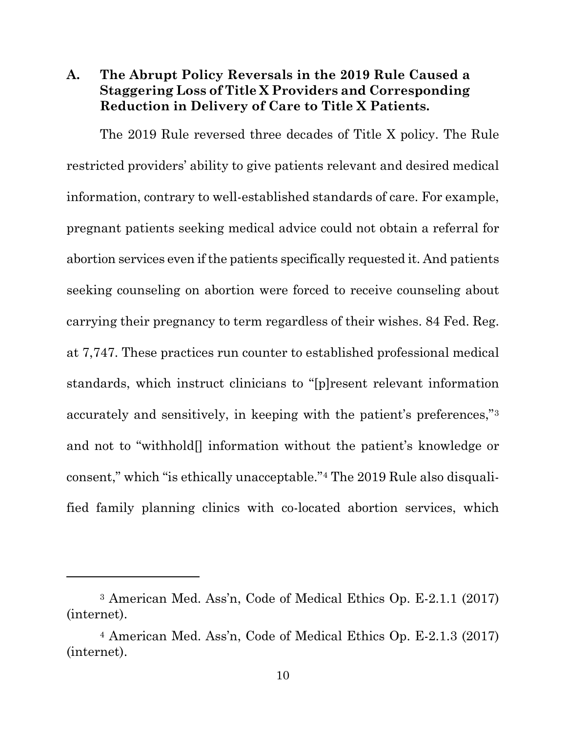### A. The Abrupt Policy Reversals in the 2019 Rule Caused a Staggering Loss of Title X Providers and Corresponding Reduction in Delivery of Care to Title X Patients.

The 2019 Rule reversed three decades of Title X policy. The Rule restricted providers' ability to give patients relevant and desired medical information, contrary to well-established standards of care. For example, pregnant patients seeking medical advice could not obtain a referral for abortion services even if the patients specifically requested it. And patients seeking counseling on abortion were forced to receive counseling about carrying their pregnancy to term regardless of their wishes. 84 Fed. Reg. at 7,747. These practices run counter to established professional medical standards, which instruct clinicians to "[p]resent relevant information accurately and sensitively, in keeping with the patient's preferences,"[3] and not to "withhold[] information without the patient's knowledge or consent," which "is ethically unacceptable."[4] The 2019 Rule also disqualified family planning clinics with co-located abortion services, which

---

[3] American Med. Ass'n, Code of Medical Ethics Op. E-2.1.1 (2017) (internet).

[4] American Med. Ass'n, Code of Medical Ethics Op. E-2.1.3 (2017) (internet).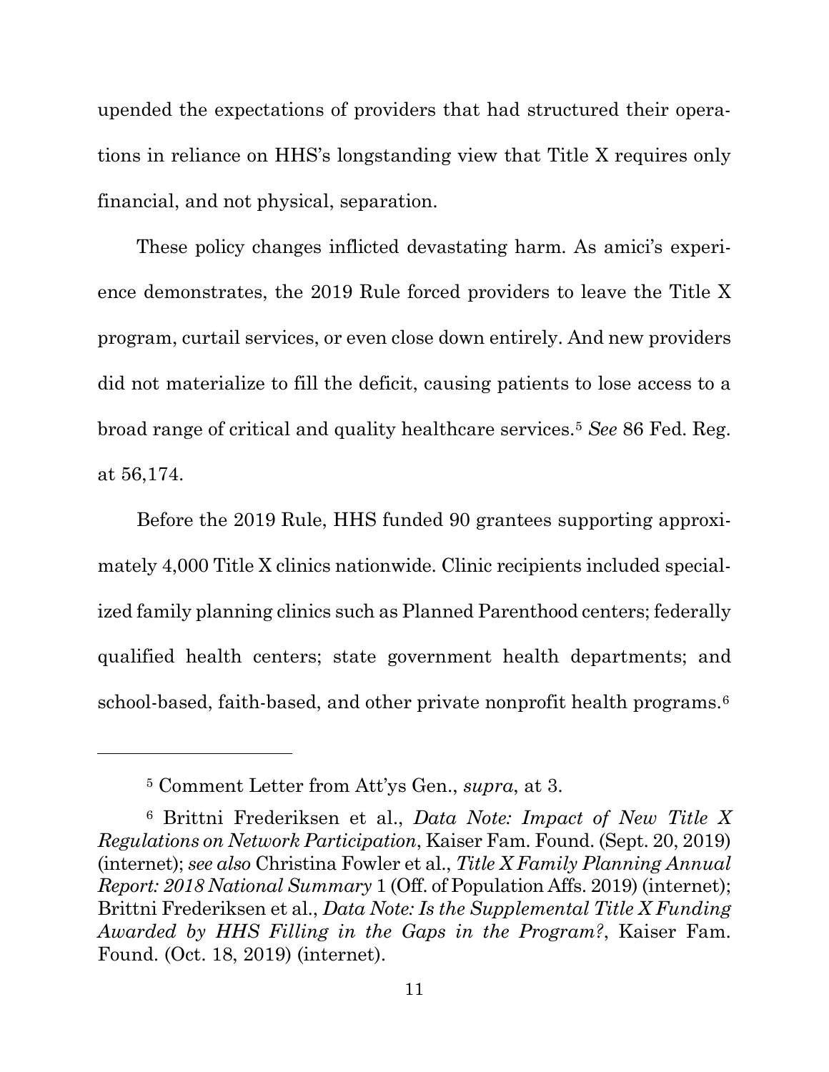upended the expectations of providers that had structured their operations in reliance on HHS's longstanding view that Title X requires only financial, and not physical, separation.

These policy changes inflicted devastating harm. As amici's experience demonstrates, the 2019 Rule forced providers to leave the Title X program, curtail services, or even close down entirely. And new providers did not materialize to fill the deficit, causing patients to lose access to a broad range of critical and quality healthcare services.[5] *See* 86 Fed. Reg. at 56,174.

Before the 2019 Rule, HHS funded 90 grantees supporting approximately 4,000 Title X clinics nationwide. Clinic recipients included specialized family planning clinics such as Planned Parenthood centers; federally qualified health centers; state government health departments; and school-based, faith-based, and other private nonprofit health programs.[6]

---

[5] Comment Letter from Att'ys Gen., *supra*, at 3.

[6] Brittni Frederiksen et al., *Data Note: Impact of New Title X Regulations on Network Participation*, Kaiser Fam. Found. (Sept. 20, 2019) (internet); *see also* Christina Fowler et al., *Title X Family Planning Annual Report: 2018 National Summary* 1 (Off. of Population Affs. 2019) (internet); Brittni Frederiksen et al., *Data Note: Is the Supplemental Title X Funding Awarded by HHS Filling in the Gaps in the Program?*, Kaiser Fam. Found. (Oct. 18, 2019) (internet).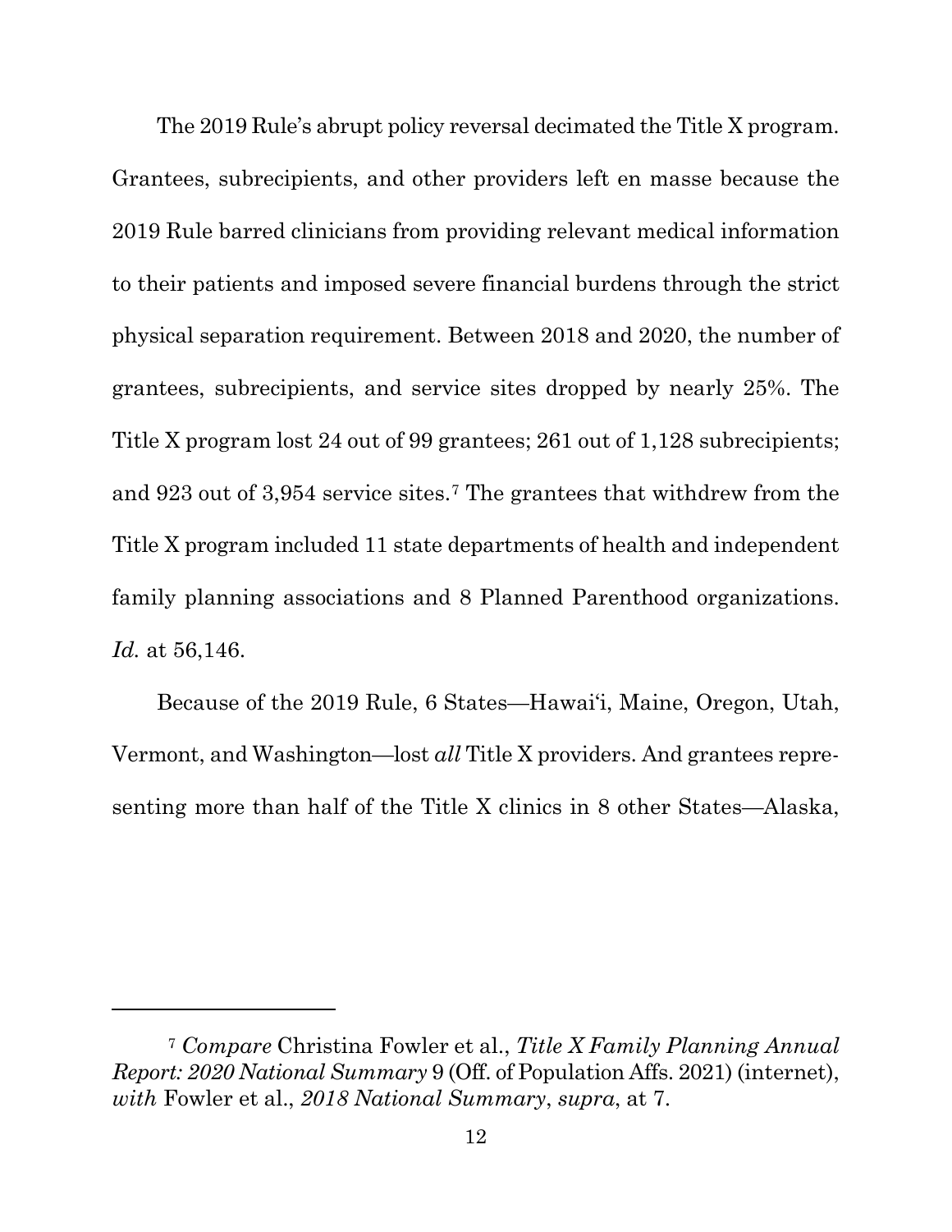The 2019 Rule's abrupt policy reversal decimated the Title X program. Grantees, subrecipients, and other providers left en masse because the 2019 Rule barred clinicians from providing relevant medical information to their patients and imposed severe financial burdens through the strict physical separation requirement. Between 2018 and 2020, the number of grantees, subrecipients, and service sites dropped by nearly 25%. The Title X program lost 24 out of 99 grantees; 261 out of 1,128 subrecipients; and 923 out of 3,954 service sites.[7] The grantees that withdrew from the Title X program included 11 state departments of health and independent family planning associations and 8 Planned Parenthood organizations. *Id.* at 56,146.

Because of the 2019 Rule, 6 States—Hawai'i, Maine, Oregon, Utah, Vermont, and Washington—lost *all* Title X providers. And grantees representing more than half of the Title X clinics in 8 other States—Alaska,

---

[7] *Compare* Christina Fowler et al., *Title X Family Planning Annual Report: 2020 National Summary* 9 (Off. of Population Affs. 2021) (internet), *with* Fowler et al., *2018 National Summary*, *supra*, at 7.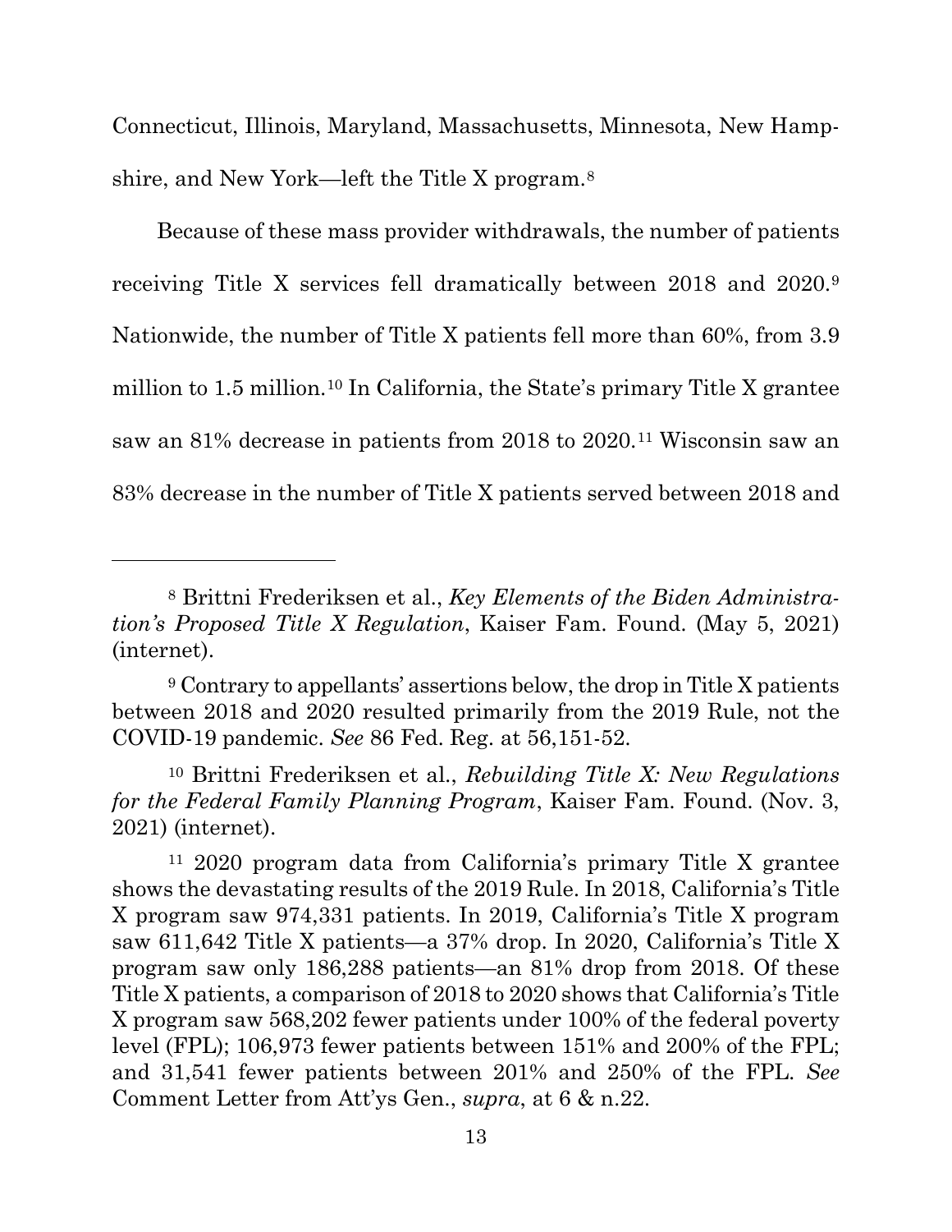Connecticut, Illinois, Maryland, Massachusetts, Minnesota, New Hampshire, and New York—left the Title X program.[8]

Because of these mass provider withdrawals, the number of patients receiving Title X services fell dramatically between 2018 and 2020.[9] Nationwide, the number of Title X patients fell more than 60%, from 3.9 million to 1.5 million.[10] In California, the State's primary Title X grantee saw an 81% decrease in patients from 2018 to 2020.[11] Wisconsin saw an 83% decrease in the number of Title X patients served between 2018 and

---

[8] Brittni Frederiksen et al., *Key Elements of the Biden Administration's Proposed Title X Regulation*, Kaiser Fam. Found. (May 5, 2021) (internet).

[9] Contrary to appellants' assertions below, the drop in Title X patients between 2018 and 2020 resulted primarily from the 2019 Rule, not the COVID-19 pandemic. *See* 86 Fed. Reg. at 56,151-52.

[10] Brittni Frederiksen et al., *Rebuilding Title X: New Regulations for the Federal Family Planning Program*, Kaiser Fam. Found. (Nov. 3, 2021) (internet).

[11] 2020 program data from California's primary Title X grantee shows the devastating results of the 2019 Rule. In 2018, California's Title X program saw 974,331 patients. In 2019, California's Title X program saw 611,642 Title X patients—a 37% drop. In 2020, California's Title X program saw only 186,288 patients—an 81% drop from 2018. Of these Title X patients, a comparison of 2018 to 2020 shows that California's Title X program saw 568,202 fewer patients under 100% of the federal poverty level (FPL); 106,973 fewer patients between 151% and 200% of the FPL; and 31,541 fewer patients between 201% and 250% of the FPL. *See* Comment Letter from Att'ys Gen., *supra*, at 6 & n.22.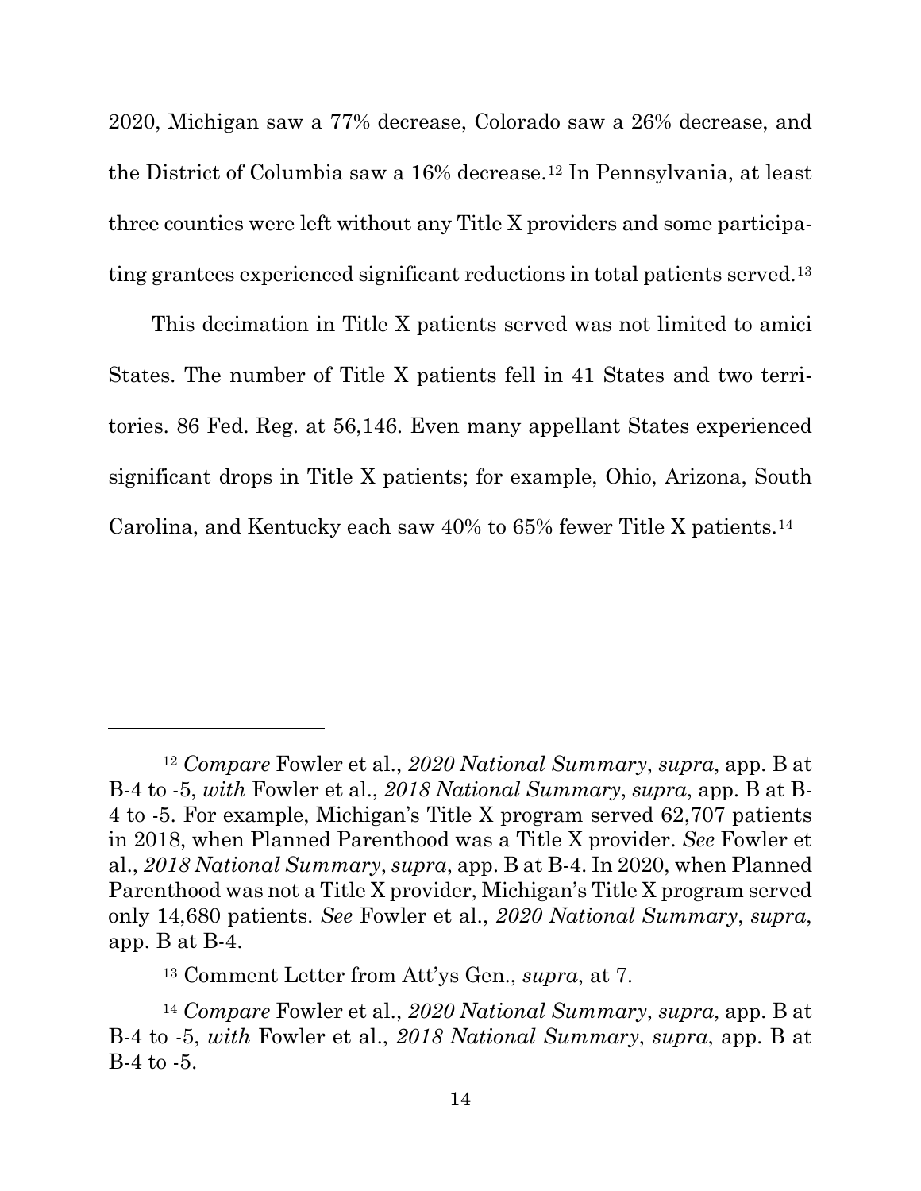2020, Michigan saw a 77% decrease, Colorado saw a 26% decrease, and the District of Columbia saw a 16% decrease.[12] In Pennsylvania, at least three counties were left without any Title X providers and some participating grantees experienced significant reductions in total patients served.[13]

This decimation in Title X patients served was not limited to amici States. The number of Title X patients fell in 41 States and two territories. 86 Fed. Reg. at 56,146. Even many appellant States experienced significant drops in Title X patients; for example, Ohio, Arizona, South Carolina, and Kentucky each saw 40% to 65% fewer Title X patients.[14]

---

[12] *Compare* Fowler et al., *2020 National Summary*, *supra*, app. B at B-4 to -5, *with* Fowler et al., *2018 National Summary*, *supra*, app. B at B-4 to -5. For example, Michigan's Title X program served 62,707 patients in 2018, when Planned Parenthood was a Title X provider. *See* Fowler et al., *2018 National Summary*, *supra*, app. B at B-4. In 2020, when Planned Parenthood was not a Title X provider, Michigan's Title X program served only 14,680 patients. *See* Fowler et al., *2020 National Summary*, *supra*, app. B at B-4.

[13] Comment Letter from Att'ys Gen., *supra*, at 7.

[14] *Compare* Fowler et al., *2020 National Summary*, *supra*, app. B at B-4 to -5, *with* Fowler et al., *2018 National Summary*, *supra*, app. B at B-4 to -5.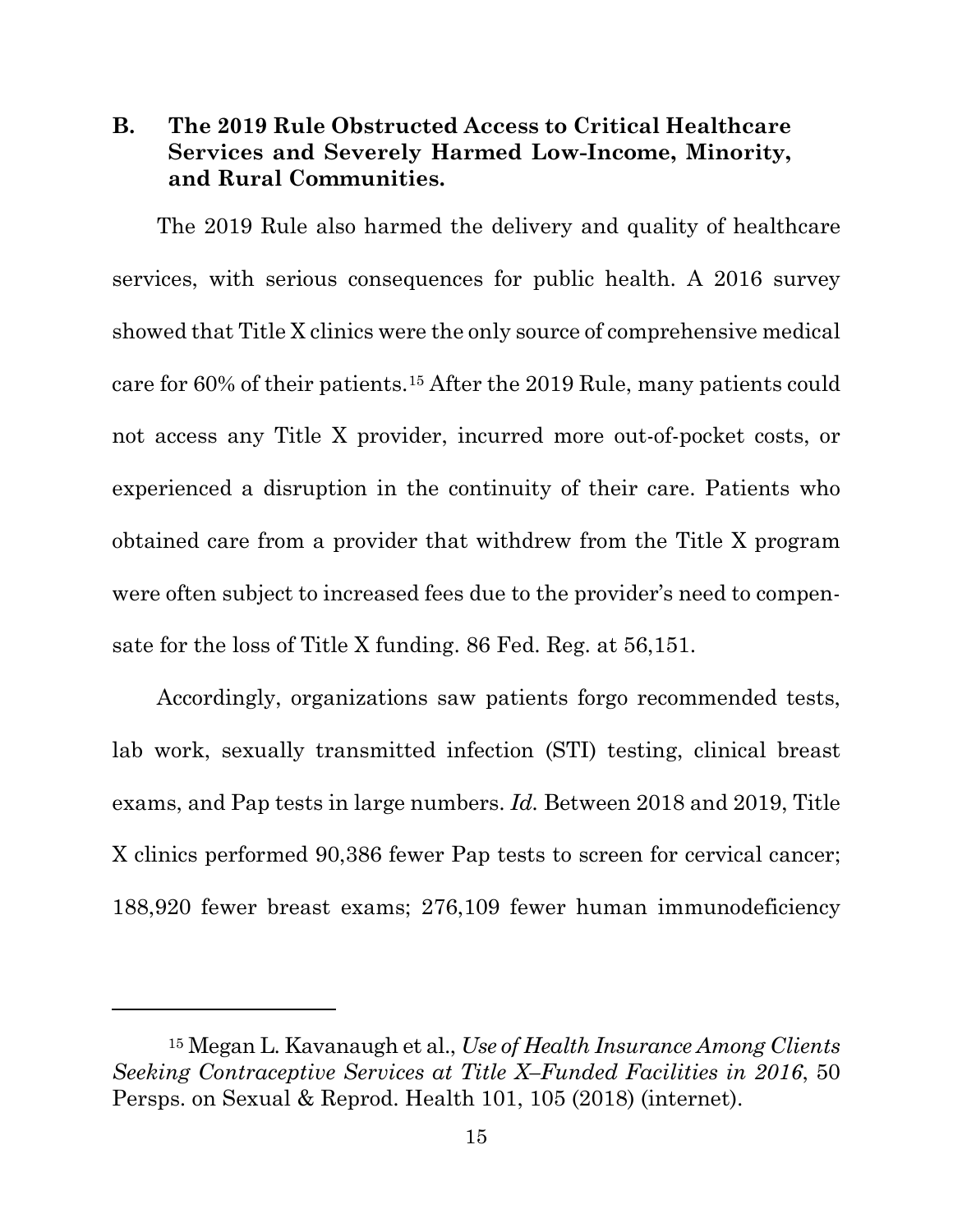### B. The 2019 Rule Obstructed Access to Critical Healthcare Services and Severely Harmed Low-Income, Minority, and Rural Communities.

The 2019 Rule also harmed the delivery and quality of healthcare services, with serious consequences for public health. A 2016 survey showed that Title X clinics were the only source of comprehensive medical care for 60% of their patients.[15] After the 2019 Rule, many patients could not access any Title X provider, incurred more out-of-pocket costs, or experienced a disruption in the continuity of their care. Patients who obtained care from a provider that withdrew from the Title X program were often subject to increased fees due to the provider's need to compensate for the loss of Title X funding. 86 Fed. Reg. at 56,151.

Accordingly, organizations saw patients forgo recommended tests, lab work, sexually transmitted infection (STI) testing, clinical breast exams, and Pap tests in large numbers. *Id.* Between 2018 and 2019, Title X clinics performed 90,386 fewer Pap tests to screen for cervical cancer; 188,920 fewer breast exams; 276,109 fewer human immunodeficiency

---

[15] Megan L. Kavanaugh et al., *Use of Health Insurance Among Clients Seeking Contraceptive Services at Title X–Funded Facilities in 2016*, 50 Persps. on Sexual & Reprod. Health 101, 105 (2018) (internet).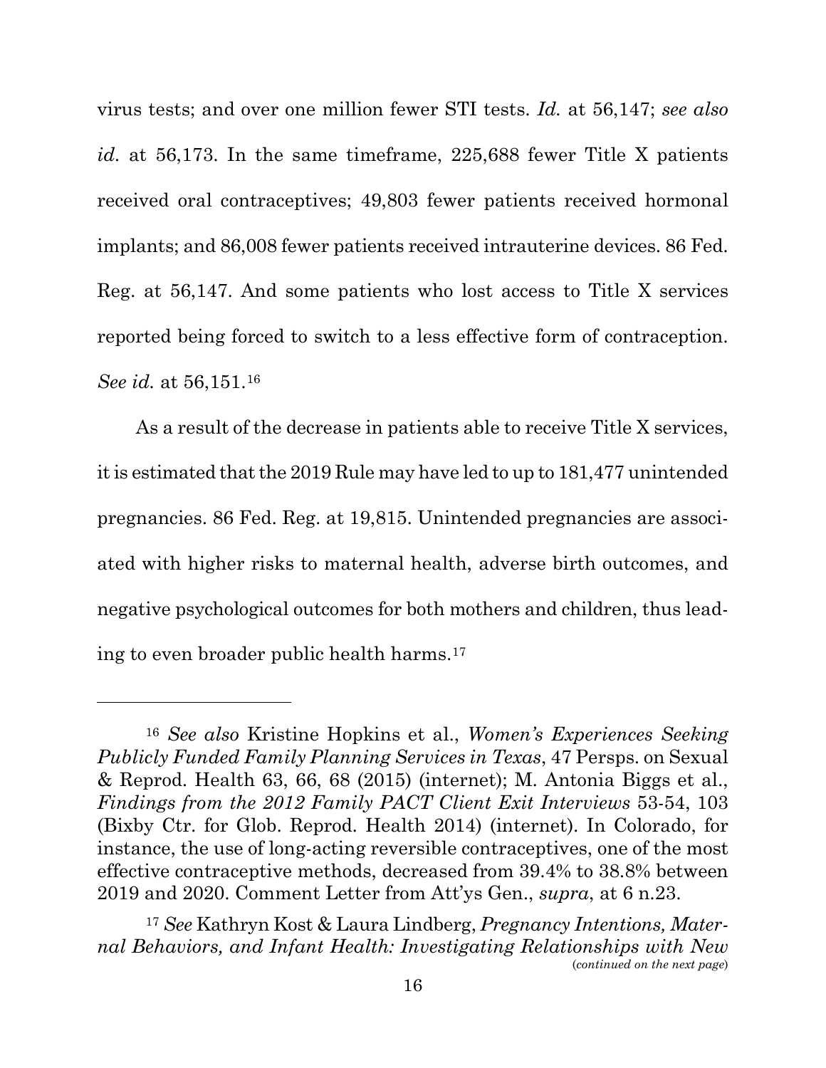virus tests; and over one million fewer STI tests. *Id.* at 56,147; *see also id.* at 56,173. In the same timeframe, 225,688 fewer Title X patients received oral contraceptives; 49,803 fewer patients received hormonal implants; and 86,008 fewer patients received intrauterine devices. 86 Fed. Reg. at 56,147. And some patients who lost access to Title X services reported being forced to switch to a less effective form of contraception. *See id.* at 56,151.[16]

As a result of the decrease in patients able to receive Title X services, it is estimated that the 2019 Rule may have led to up to 181,477 unintended pregnancies. 86 Fed. Reg. at 19,815. Unintended pregnancies are associated with higher risks to maternal health, adverse birth outcomes, and negative psychological outcomes for both mothers and children, thus leading to even broader public health harms.[17]

---

[16] *See also* Kristine Hopkins et al., *Women's Experiences Seeking Publicly Funded Family Planning Services in Texas*, 47 Persps. on Sexual & Reprod. Health 63, 66, 68 (2015) (internet); M. Antonia Biggs et al., *Findings from the 2012 Family PACT Client Exit Interviews* 53-54, 103 (Bixby Ctr. for Glob. Reprod. Health 2014) (internet). In Colorado, for instance, the use of long-acting reversible contraceptives, one of the most effective contraceptive methods, decreased from 39.4% to 38.8% between 2019 and 2020. Comment Letter from Att'ys Gen., *supra*, at 6 n.23.

[17] *See* Kathryn Kost & Laura Lindberg, *Pregnancy Intentions, Maternal Behaviors, and Infant Health: Investigating Relationships with New*

(*continued on the next page*)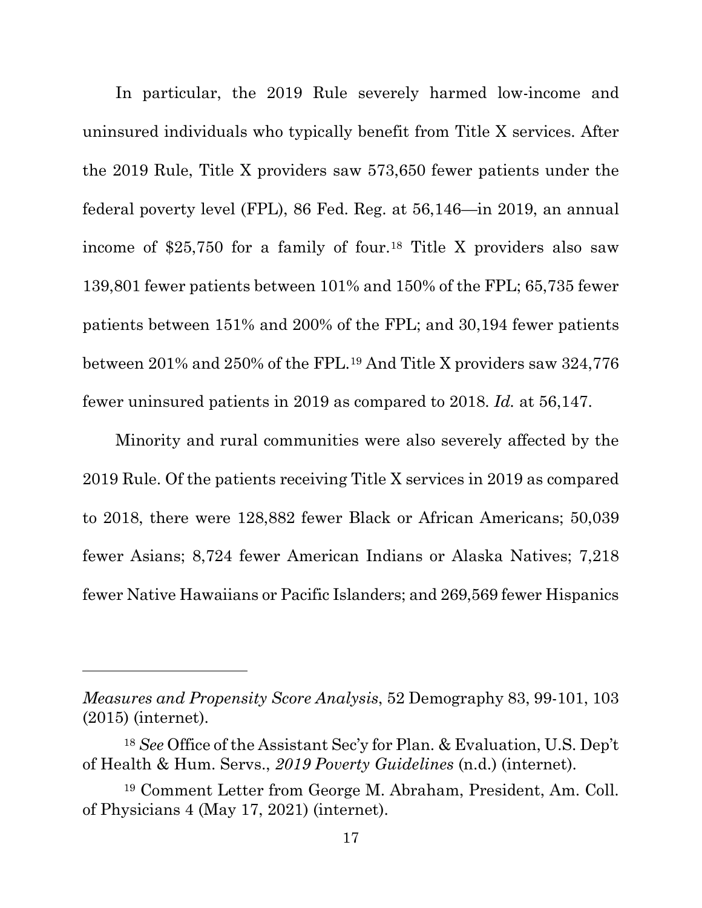In particular, the 2019 Rule severely harmed low-income and uninsured individuals who typically benefit from Title X services. After the 2019 Rule, Title X providers saw 573,650 fewer patients under the federal poverty level (FPL), 86 Fed. Reg. at 56,146—in 2019, an annual income of $25,750 for a family of four.[18] Title X providers also saw 139,801 fewer patients between 101% and 150% of the FPL; 65,735 fewer patients between 151% and 200% of the FPL; and 30,194 fewer patients between 201% and 250% of the FPL.[19] And Title X providers saw 324,776 fewer uninsured patients in 2019 as compared to 2018. *Id.* at 56,147.

Minority and rural communities were also severely affected by the 2019 Rule. Of the patients receiving Title X services in 2019 as compared to 2018, there were 128,882 fewer Black or African Americans; 50,039 fewer Asians; 8,724 fewer American Indians or Alaska Natives; 7,218 fewer Native Hawaiians or Pacific Islanders; and 269,569 fewer Hispanics

---

*Measures and Propensity Score Analysis*, 52 Demography 83, 99-101, 103 (2015) (internet).

[18] *See* Office of the Assistant Sec'y for Plan. & Evaluation, U.S. Dep't of Health & Hum. Servs., *2019 Poverty Guidelines* (n.d.) (internet).

[19] Comment Letter from George M. Abraham, President, Am. Coll. of Physicians 4 (May 17, 2021) (internet).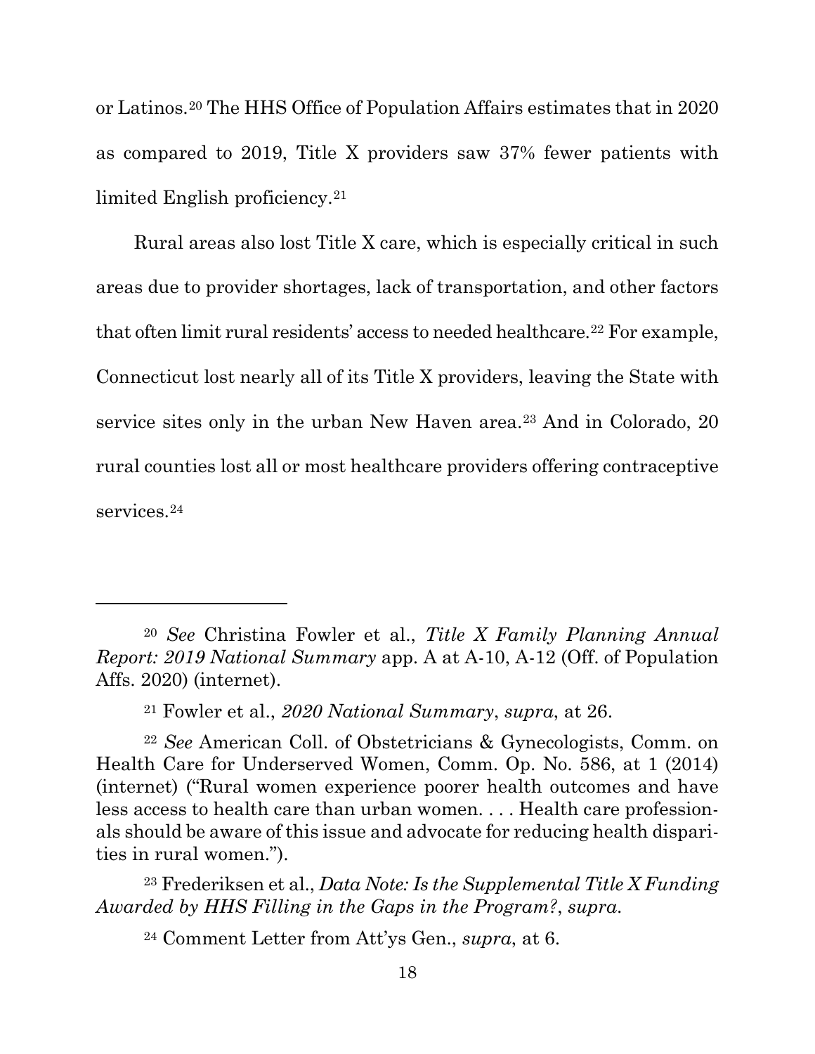or Latinos.[20] The HHS Office of Population Affairs estimates that in 2020 as compared to 2019, Title X providers saw 37% fewer patients with limited English proficiency.[21]

Rural areas also lost Title X care, which is especially critical in such areas due to provider shortages, lack of transportation, and other factors that often limit rural residents' access to needed healthcare.[22] For example, Connecticut lost nearly all of its Title X providers, leaving the State with service sites only in the urban New Haven area.[23] And in Colorado, 20 rural counties lost all or most healthcare providers offering contraceptive services.[24]

---

[20] *See* Christina Fowler et al., *Title X Family Planning Annual Report: 2019 National Summary* app. A at A-10, A-12 (Off. of Population Affs. 2020) (internet).

[21] Fowler et al., *2020 National Summary*, *supra*, at 26.

[22] *See* American Coll. of Obstetricians & Gynecologists, Comm. on Health Care for Underserved Women, Comm. Op. No. 586, at 1 (2014) (internet) ("Rural women experience poorer health outcomes and have less access to health care than urban women. . . . Health care professionals should be aware of this issue and advocate for reducing health disparities in rural women.").

[23] Frederiksen et al., *Data Note: Is the Supplemental Title X Funding Awarded by HHS Filling in the Gaps in the Program?*, *supra*.

[24] Comment Letter from Att'ys Gen., *supra*, at 6.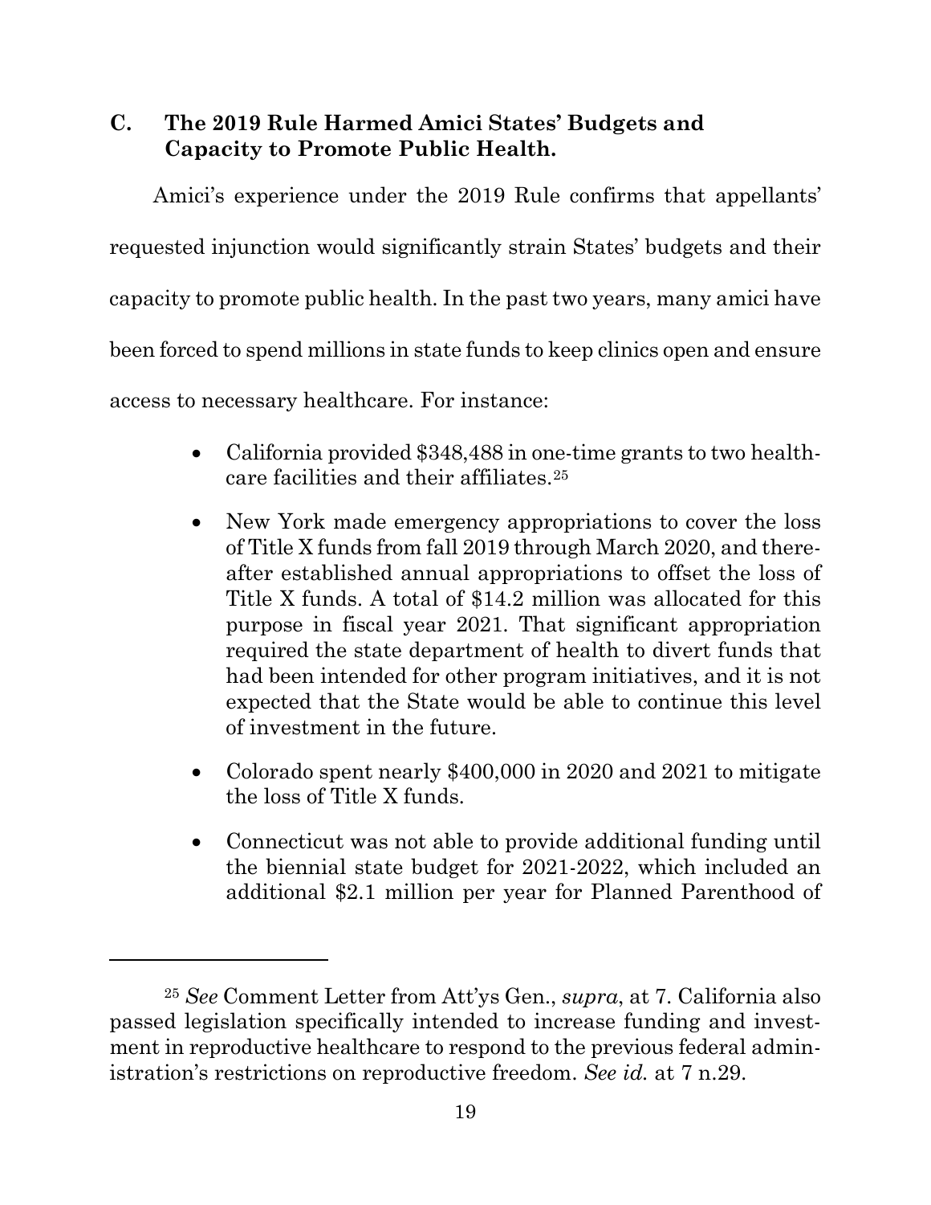### C. The 2019 Rule Harmed Amici States' Budgets and Capacity to Promote Public Health.

Amici's experience under the 2019 Rule confirms that appellants' requested injunction would significantly strain States' budgets and their capacity to promote public health. In the past two years, many amici have been forced to spend millions in state funds to keep clinics open and ensure access to necessary healthcare. For instance:

- California provided $348,488 in one-time grants to two healthcare facilities and their affiliates.[25]
- New York made emergency appropriations to cover the loss of Title X funds from fall 2019 through March 2020, and thereafter established annual appropriations to offset the loss of Title X funds. A total of $14.2 million was allocated for this purpose in fiscal year 2021. That significant appropriation required the state department of health to divert funds that had been intended for other program initiatives, and it is not expected that the State would be able to continue this level of investment in the future.
- Colorado spent nearly $400,000 in 2020 and 2021 to mitigate the loss of Title X funds.
- Connecticut was not able to provide additional funding until the biennial state budget for 2021-2022, which included an additional $2.1 million per year for Planned Parenthood of

---

[25] *See* Comment Letter from Att'ys Gen., *supra*, at 7. California also passed legislation specifically intended to increase funding and investment in reproductive healthcare to respond to the previous federal administration's restrictions on reproductive freedom. *See id.* at 7 n.29.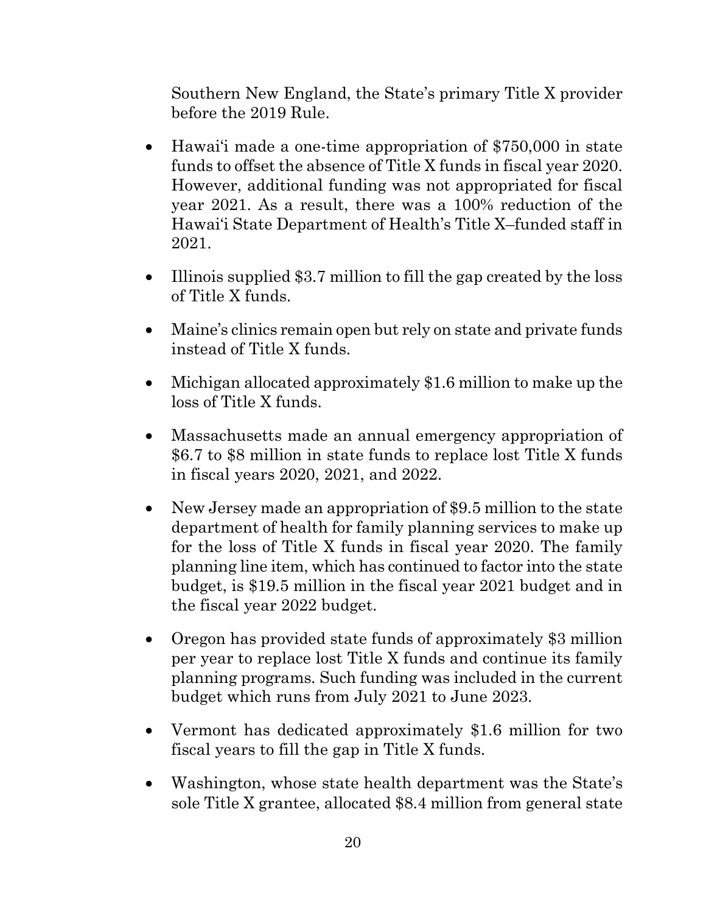Southern New England, the State's primary Title X provider before the 2019 Rule.

- Hawai'i made a one-time appropriation of $750,000 in state funds to offset the absence of Title X funds in fiscal year 2020. However, additional funding was not appropriated for fiscal year 2021. As a result, there was a 100% reduction of the Hawai'i State Department of Health's Title X–funded staff in 2021.

- Illinois supplied $3.7 million to fill the gap created by the loss of Title X funds.

- Maine's clinics remain open but rely on state and private funds instead of Title X funds.

- Michigan allocated approximately $1.6 million to make up the loss of Title X funds.

- Massachusetts made an annual emergency appropriation of $6.7 to $8 million in state funds to replace lost Title X funds in fiscal years 2020, 2021, and 2022.

- New Jersey made an appropriation of $9.5 million to the state department of health for family planning services to make up for the loss of Title X funds in fiscal year 2020. The family planning line item, which has continued to factor into the state budget, is $19.5 million in the fiscal year 2021 budget and in the fiscal year 2022 budget.

- Oregon has provided state funds of approximately $3 million per year to replace lost Title X funds and continue its family planning programs. Such funding was included in the current budget which runs from July 2021 to June 2023.

- Vermont has dedicated approximately $1.6 million for two fiscal years to fill the gap in Title X funds.

- Washington, whose state health department was the State's sole Title X grantee, allocated $8.4 million from general state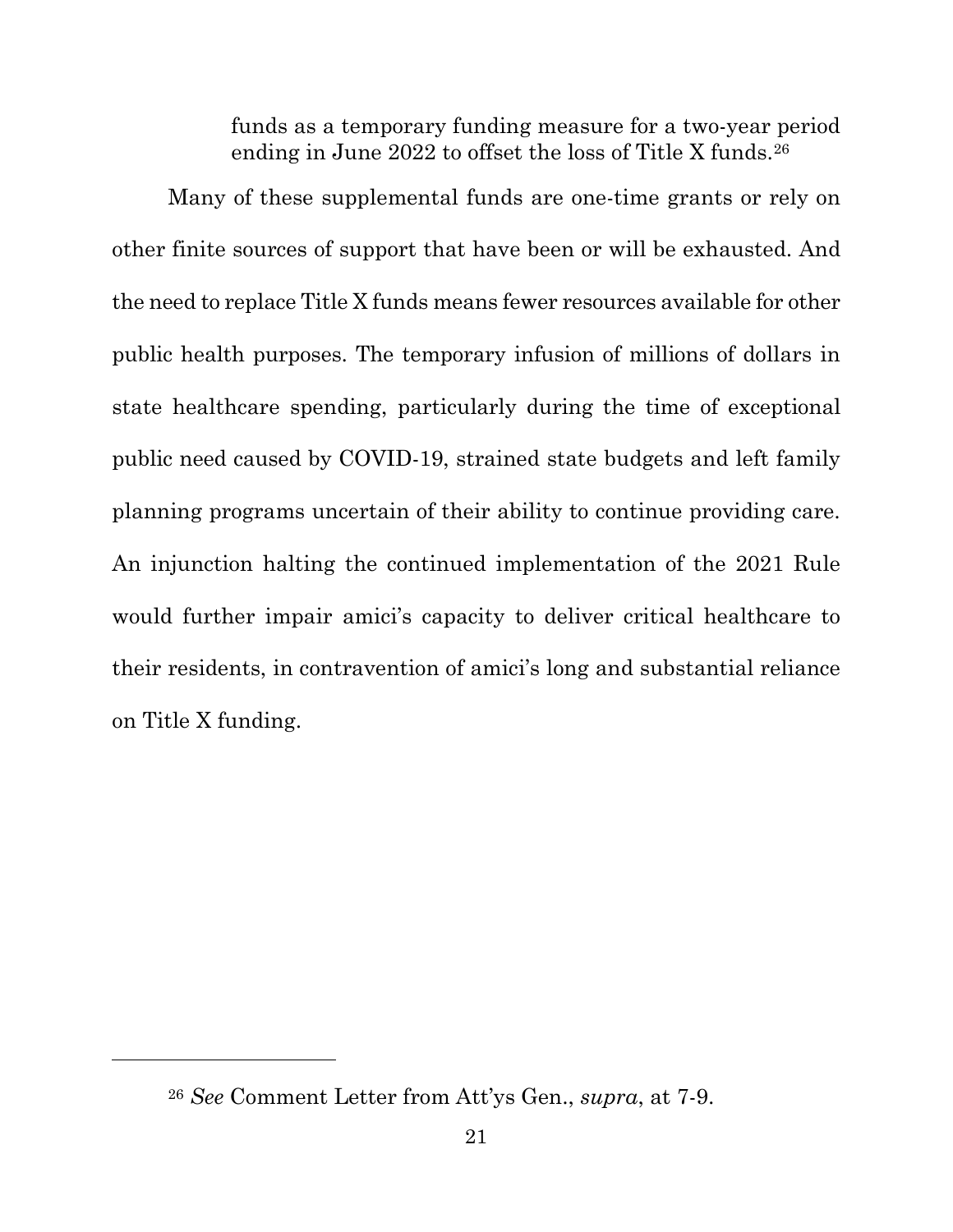> funds as a temporary funding measure for a two-year period ending in June 2022 to offset the loss of Title X funds.[26]

Many of these supplemental funds are one-time grants or rely on other finite sources of support that have been or will be exhausted. And the need to replace Title X funds means fewer resources available for other public health purposes. The temporary infusion of millions of dollars in state healthcare spending, particularly during the time of exceptional public need caused by COVID-19, strained state budgets and left family planning programs uncertain of their ability to continue providing care. An injunction halting the continued implementation of the 2021 Rule would further impair amici's capacity to deliver critical healthcare to their residents, in contravention of amici's long and substantial reliance on Title X funding.

---

[26] *See* Comment Letter from Att'ys Gen., *supra*, at 7-9.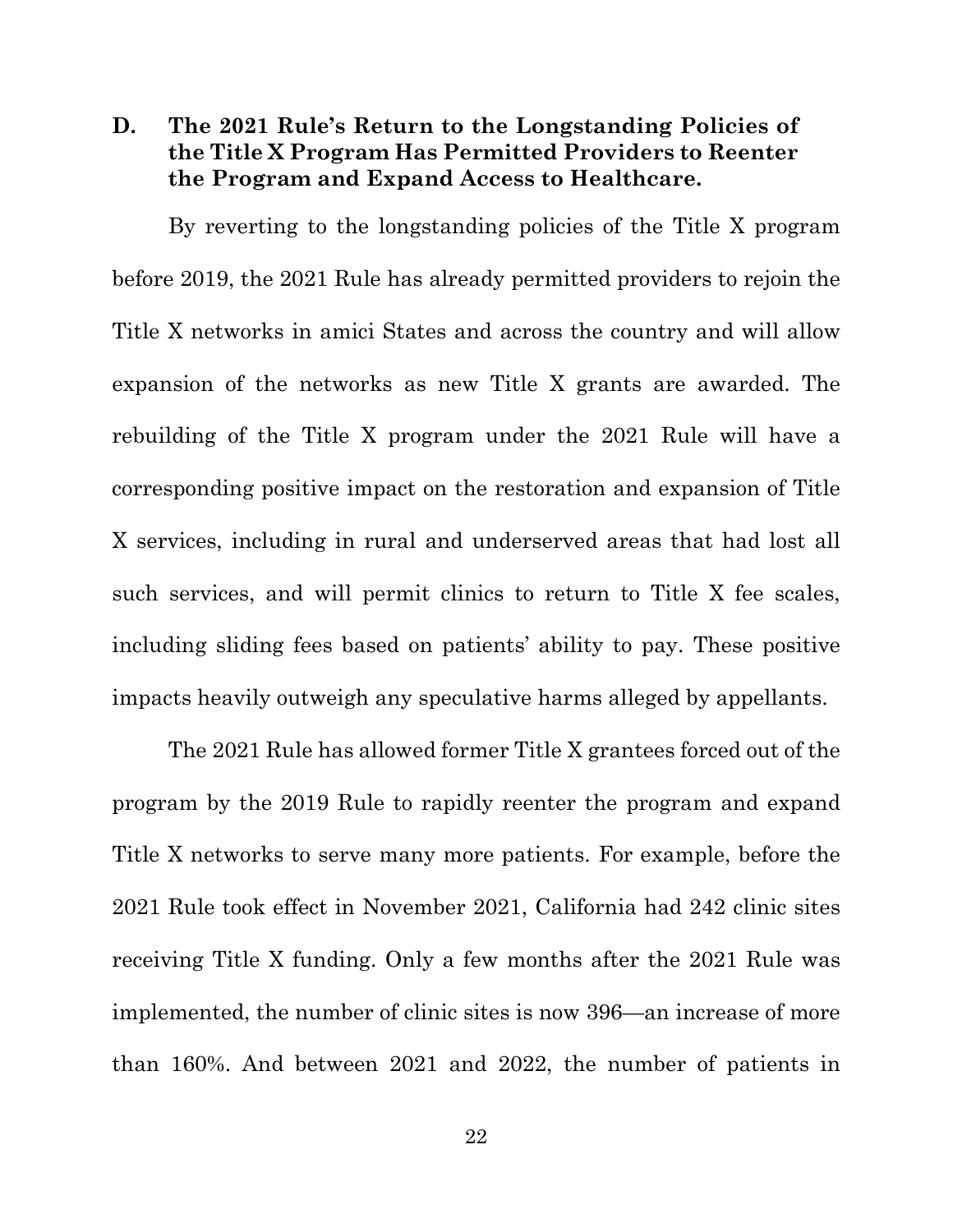### D. The 2021 Rule's Return to the Longstanding Policies of the Title X Program Has Permitted Providers to Reenter the Program and Expand Access to Healthcare.

By reverting to the longstanding policies of the Title X program before 2019, the 2021 Rule has already permitted providers to rejoin the Title X networks in amici States and across the country and will allow expansion of the networks as new Title X grants are awarded. The rebuilding of the Title X program under the 2021 Rule will have a corresponding positive impact on the restoration and expansion of Title X services, including in rural and underserved areas that had lost all such services, and will permit clinics to return to Title X fee scales, including sliding fees based on patients' ability to pay. These positive impacts heavily outweigh any speculative harms alleged by appellants.

The 2021 Rule has allowed former Title X grantees forced out of the program by the 2019 Rule to rapidly reenter the program and expand Title X networks to serve many more patients. For example, before the 2021 Rule took effect in November 2021, California had 242 clinic sites receiving Title X funding. Only a few months after the 2021 Rule was implemented, the number of clinic sites is now 396—an increase of more than 160%. And between 2021 and 2022, the number of patients in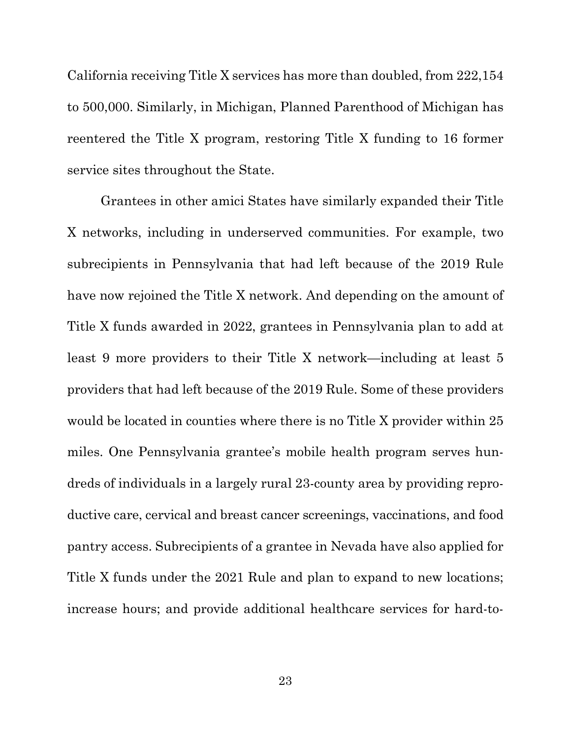California receiving Title X services has more than doubled, from 222,154 to 500,000. Similarly, in Michigan, Planned Parenthood of Michigan has reentered the Title X program, restoring Title X funding to 16 former service sites throughout the State.

Grantees in other amici States have similarly expanded their Title X networks, including in underserved communities. For example, two subrecipients in Pennsylvania that had left because of the 2019 Rule have now rejoined the Title X network. And depending on the amount of Title X funds awarded in 2022, grantees in Pennsylvania plan to add at least 9 more providers to their Title X network—including at least 5 providers that had left because of the 2019 Rule. Some of these providers would be located in counties where there is no Title X provider within 25 miles. One Pennsylvania grantee's mobile health program serves hundreds of individuals in a largely rural 23-county area by providing reproductive care, cervical and breast cancer screenings, vaccinations, and food pantry access. Subrecipients of a grantee in Nevada have also applied for Title X funds under the 2021 Rule and plan to expand to new locations; increase hours; and provide additional healthcare services for hard-to-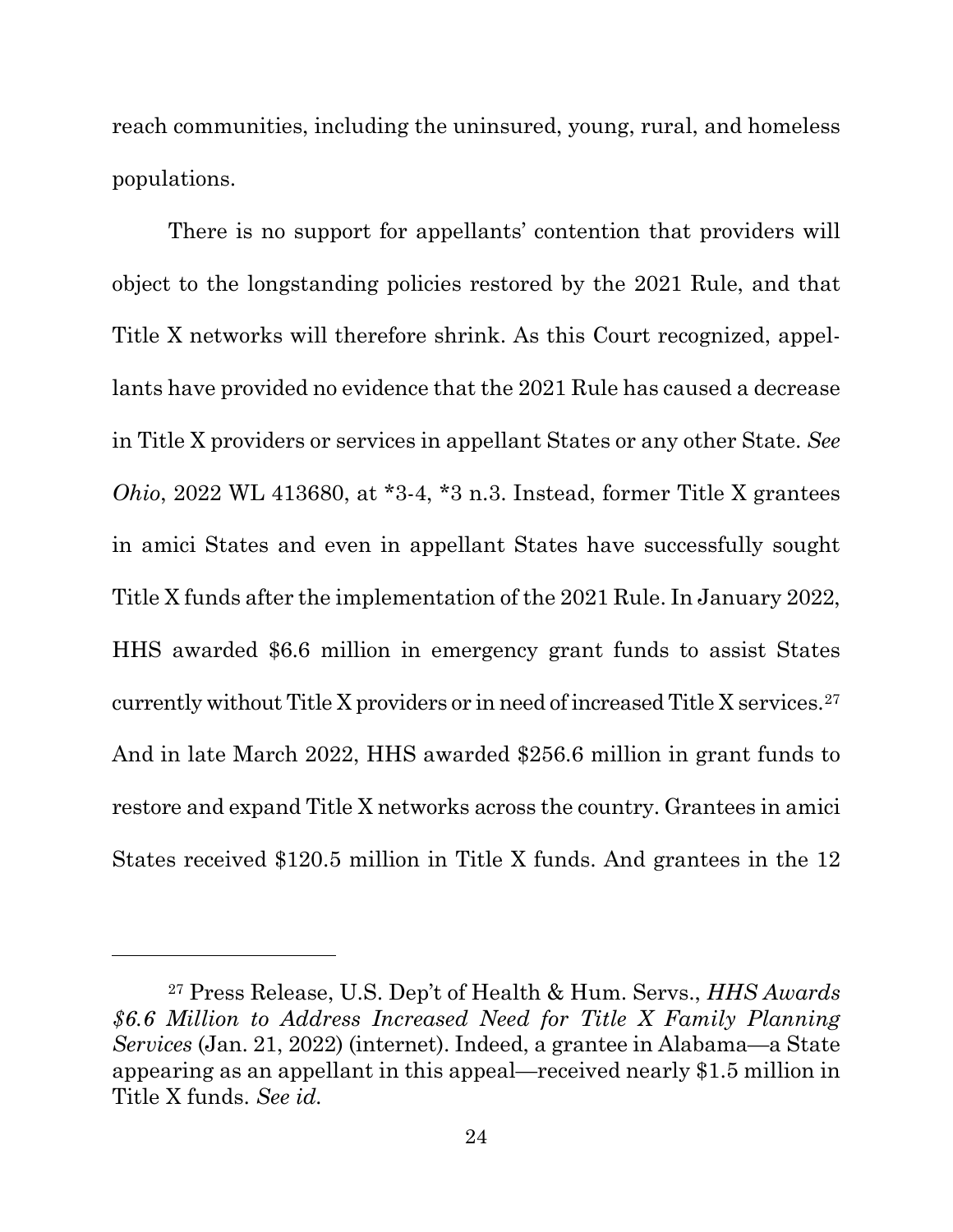reach communities, including the uninsured, young, rural, and homeless populations.

There is no support for appellants' contention that providers will object to the longstanding policies restored by the 2021 Rule, and that Title X networks will therefore shrink. As this Court recognized, appellants have provided no evidence that the 2021 Rule has caused a decrease in Title X providers or services in appellant States or any other State. *See Ohio*, 2022 WL 413680, at *3-4, *3 n.3. Instead, former Title X grantees in amici States and even in appellant States have successfully sought Title X funds after the implementation of the 2021 Rule. In January 2022, HHS awarded $6.6 million in emergency grant funds to assist States currently without Title X providers or in need of increased Title X services.[27] And in late March 2022, HHS awarded $256.6 million in grant funds to restore and expand Title X networks across the country. Grantees in amici States received $120.5 million in Title X funds. And grantees in the 12

---

[27] Press Release, U.S. Dep't of Health & Hum. Servs., *HHS Awards $6.6 Million to Address Increased Need for Title X Family Planning Services* (Jan. 21, 2022) (internet). Indeed, a grantee in Alabama—a State appearing as an appellant in this appeal—received nearly $1.5 million in Title X funds. *See id.*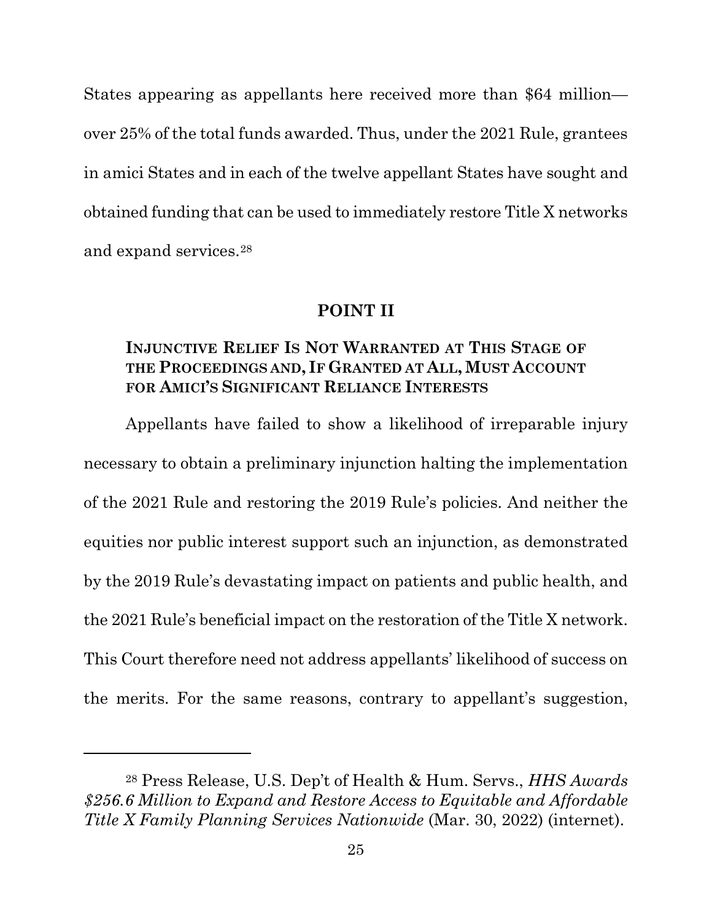States appearing as appellants here received more than $64 million—over 25% of the total funds awarded. Thus, under the 2021 Rule, grantees in amici States and in each of the twelve appellant States have sought and obtained funding that can be used to immediately restore Title X networks and expand services.[28]

## POINT II

### INJUNCTIVE RELIEF IS NOT WARRANTED AT THIS STAGE OF THE PROCEEDINGS AND, IF GRANTED AT ALL, MUST ACCOUNT FOR AMICI'S SIGNIFICANT RELIANCE INTERESTS

Appellants have failed to show a likelihood of irreparable injury necessary to obtain a preliminary injunction halting the implementation of the 2021 Rule and restoring the 2019 Rule's policies. And neither the equities nor public interest support such an injunction, as demonstrated by the 2019 Rule's devastating impact on patients and public health, and the 2021 Rule's beneficial impact on the restoration of the Title X network. This Court therefore need not address appellants' likelihood of success on the merits. For the same reasons, contrary to appellant's suggestion,

---

[28] Press Release, U.S. Dep't of Health & Hum. Servs., *HHS Awards $256.6 Million to Expand and Restore Access to Equitable and Affordable Title X Family Planning Services Nationwide* (Mar. 30, 2022) (internet).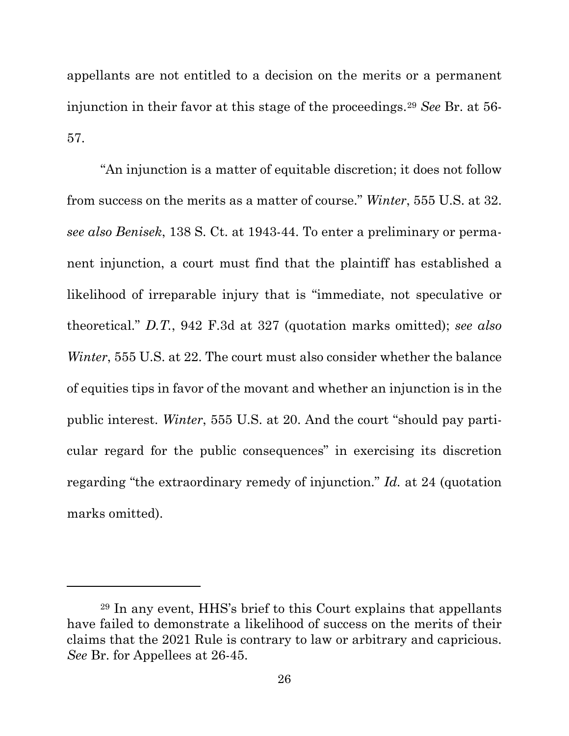appellants are not entitled to a decision on the merits or a permanent injunction in their favor at this stage of the proceedings.[29] *See* Br. at 56-57.

"An injunction is a matter of equitable discretion; it does not follow from success on the merits as a matter of course." *Winter*, 555 U.S. at 32. *see also Benisek*, 138 S. Ct. at 1943-44. To enter a preliminary or permanent injunction, a court must find that the plaintiff has established a likelihood of irreparable injury that is "immediate, not speculative or theoretical." *D.T.*, 942 F.3d at 327 (quotation marks omitted); *see also Winter*, 555 U.S. at 22. The court must also consider whether the balance of equities tips in favor of the movant and whether an injunction is in the public interest. *Winter*, 555 U.S. at 20. And the court "should pay particular regard for the public consequences" in exercising its discretion regarding "the extraordinary remedy of injunction." *Id.* at 24 (quotation marks omitted).

---

[29] In any event, HHS's brief to this Court explains that appellants have failed to demonstrate a likelihood of success on the merits of their claims that the 2021 Rule is contrary to law or arbitrary and capricious. *See* Br. for Appellees at 26-45.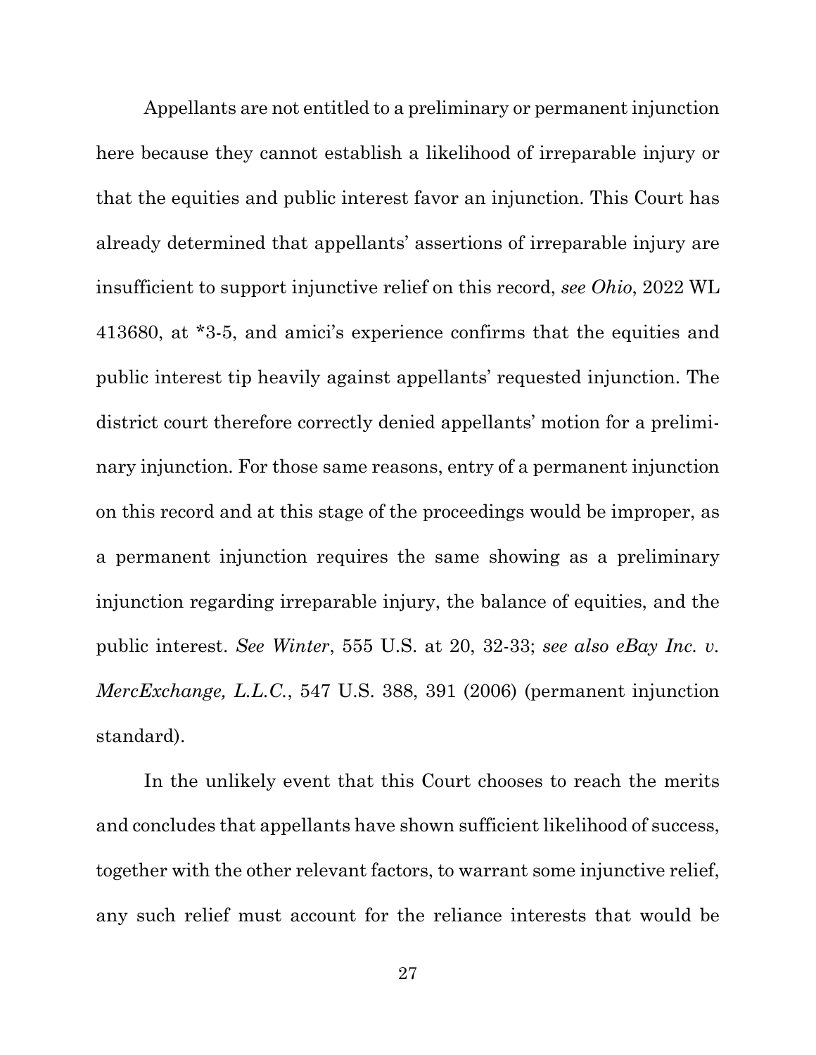Appellants are not entitled to a preliminary or permanent injunction here because they cannot establish a likelihood of irreparable injury or that the equities and public interest favor an injunction. This Court has already determined that appellants' assertions of irreparable injury are insufficient to support injunctive relief on this record, *see Ohio*, 2022 WL 413680, at *3-5, and amici's experience confirms that the equities and public interest tip heavily against appellants' requested injunction. The district court therefore correctly denied appellants' motion for a preliminary injunction. For those same reasons, entry of a permanent injunction on this record and at this stage of the proceedings would be improper, as a permanent injunction requires the same showing as a preliminary injunction regarding irreparable injury, the balance of equities, and the public interest. *See Winter*, 555 U.S. at 20, 32-33; *see also eBay Inc. v. MercExchange, L.L.C.*, 547 U.S. 388, 391 (2006) (permanent injunction standard).

In the unlikely event that this Court chooses to reach the merits and concludes that appellants have shown sufficient likelihood of success, together with the other relevant factors, to warrant some injunctive relief, any such relief must account for the reliance interests that would be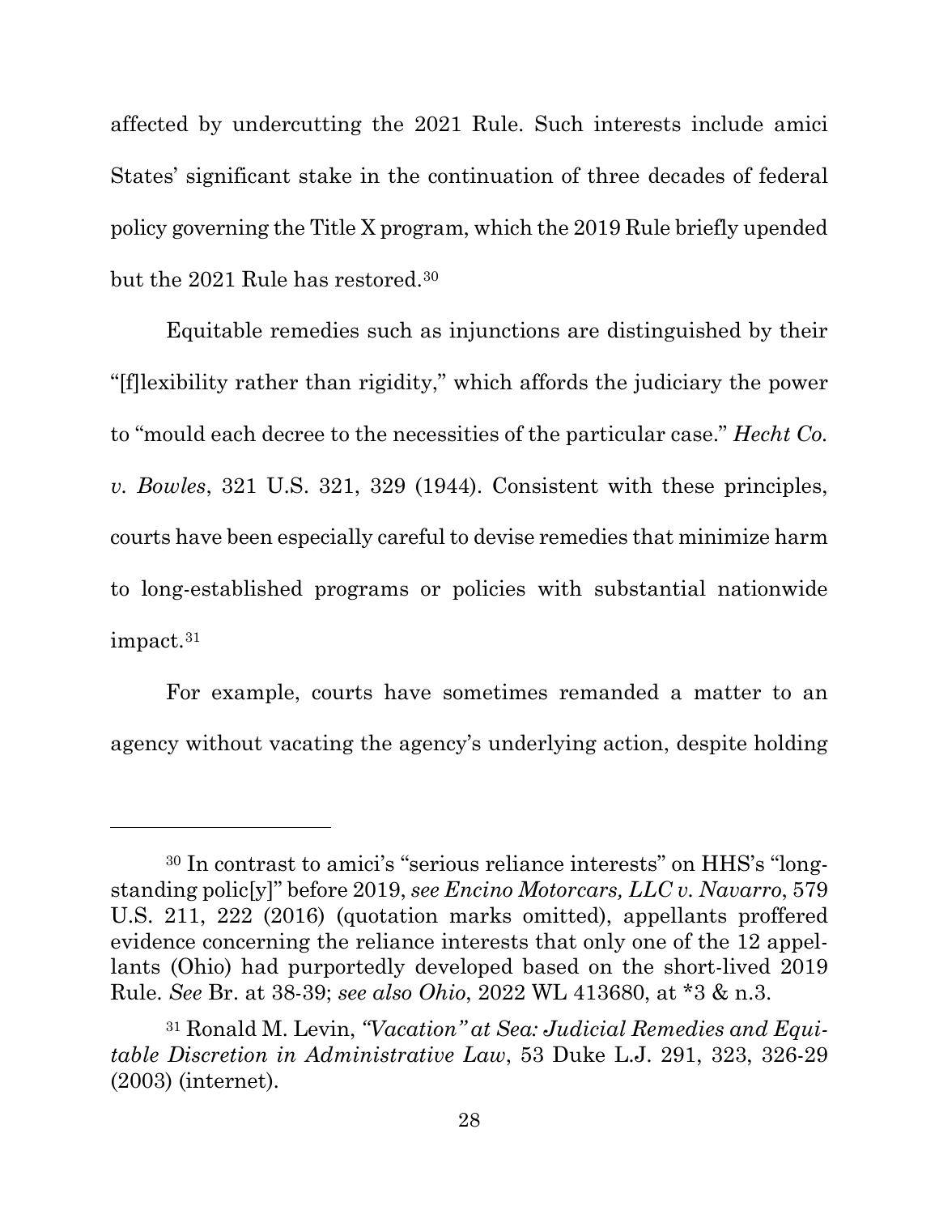affected by undercutting the 2021 Rule. Such interests include amici States' significant stake in the continuation of three decades of federal policy governing the Title X program, which the 2019 Rule briefly upended but the 2021 Rule has restored.[30]

Equitable remedies such as injunctions are distinguished by their "[f]lexibility rather than rigidity," which affords the judiciary the power to "mould each decree to the necessities of the particular case." *Hecht Co. v. Bowles*, 321 U.S. 321, 329 (1944). Consistent with these principles, courts have been especially careful to devise remedies that minimize harm to long-established programs or policies with substantial nationwide impact.[31]

For example, courts have sometimes remanded a matter to an agency without vacating the agency's underlying action, despite holding

---

[30] In contrast to amici's "serious reliance interests" on HHS's "longstanding polic[y]" before 2019, *see Encino Motorcars, LLC v. Navarro*, 579 U.S. 211, 222 (2016) (quotation marks omitted), appellants proffered evidence concerning the reliance interests that only one of the 12 appellants (Ohio) had purportedly developed based on the short-lived 2019 Rule. *See* Br. at 38-39; *see also Ohio*, 2022 WL 413680, at *3 & n.3.

[31] Ronald M. Levin, *"Vacation" at Sea: Judicial Remedies and Equitable Discretion in Administrative Law*, 53 Duke L.J. 291, 323, 326-29 (2003) (internet).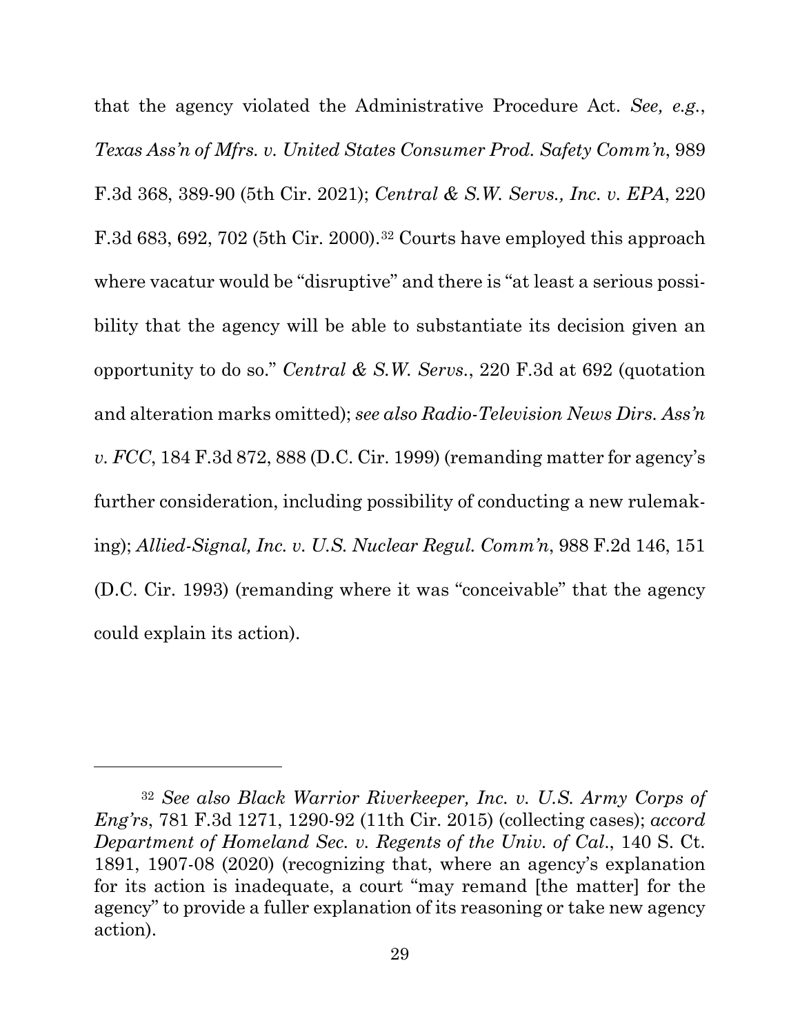that the agency violated the Administrative Procedure Act. *See, e.g.*, *Texas Ass'n of Mfrs. v. United States Consumer Prod. Safety Comm'n*, 989 F.3d 368, 389-90 (5th Cir. 2021); *Central & S.W. Servs., Inc. v. EPA*, 220 F.3d 683, 692, 702 (5th Cir. 2000).[32] Courts have employed this approach where vacatur would be "disruptive" and there is "at least a serious possibility that the agency will be able to substantiate its decision given an opportunity to do so." *Central & S.W. Servs.*, 220 F.3d at 692 (quotation and alteration marks omitted); *see also Radio-Television News Dirs. Ass'n v. FCC*, 184 F.3d 872, 888 (D.C. Cir. 1999) (remanding matter for agency's further consideration, including possibility of conducting a new rulemaking); *Allied-Signal, Inc. v. U.S. Nuclear Regul. Comm'n*, 988 F.2d 146, 151 (D.C. Cir. 1993) (remanding where it was "conceivable" that the agency could explain its action).

---

[32] *See also Black Warrior Riverkeeper, Inc. v. U.S. Army Corps of Eng'rs*, 781 F.3d 1271, 1290-92 (11th Cir. 2015) (collecting cases); *accord Department of Homeland Sec. v. Regents of the Univ. of Cal.*, 140 S. Ct. 1891, 1907-08 (2020) (recognizing that, where an agency's explanation for its action is inadequate, a court "may remand [the matter] for the agency" to provide a fuller explanation of its reasoning or take new agency action).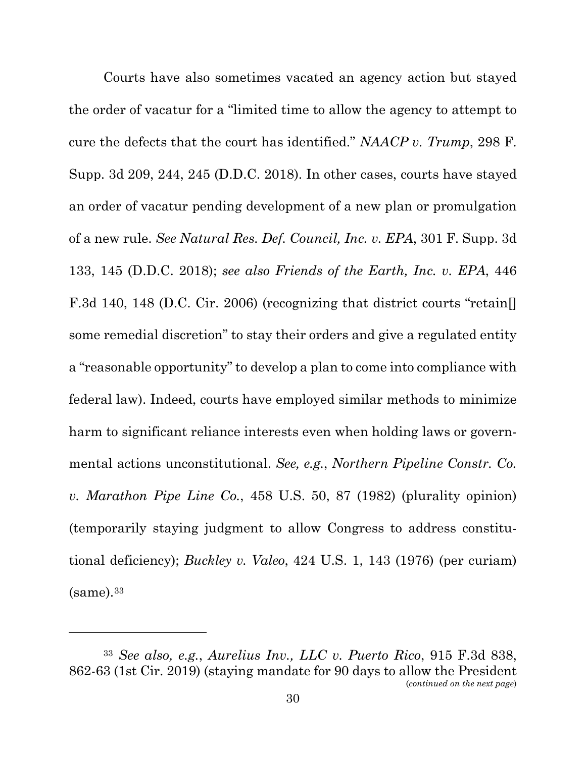Courts have also sometimes vacated an agency action but stayed the order of vacatur for a "limited time to allow the agency to attempt to cure the defects that the court has identified." *NAACP v. Trump*, 298 F. Supp. 3d 209, 244, 245 (D.D.C. 2018). In other cases, courts have stayed an order of vacatur pending development of a new plan or promulgation of a new rule. *See Natural Res. Def. Council, Inc. v. EPA*, 301 F. Supp. 3d 133, 145 (D.D.C. 2018); *see also Friends of the Earth, Inc. v. EPA*, 446 F.3d 140, 148 (D.C. Cir. 2006) (recognizing that district courts "retain[] some remedial discretion" to stay their orders and give a regulated entity a "reasonable opportunity" to develop a plan to come into compliance with federal law). Indeed, courts have employed similar methods to minimize harm to significant reliance interests even when holding laws or governmental actions unconstitutional. *See, e.g.*, *Northern Pipeline Constr. Co. v. Marathon Pipe Line Co.*, 458 U.S. 50, 87 (1982) (plurality opinion) (temporarily staying judgment to allow Congress to address constitutional deficiency); *Buckley v. Valeo*, 424 U.S. 1, 143 (1976) (per curiam) (same).[33]

---

[33] *See also, e.g.*, *Aurelius Inv., LLC v. Puerto Rico*, 915 F.3d 838, 862-63 (1st Cir. 2019) (staying mandate for 90 days to allow the President

(*continued on the next page*)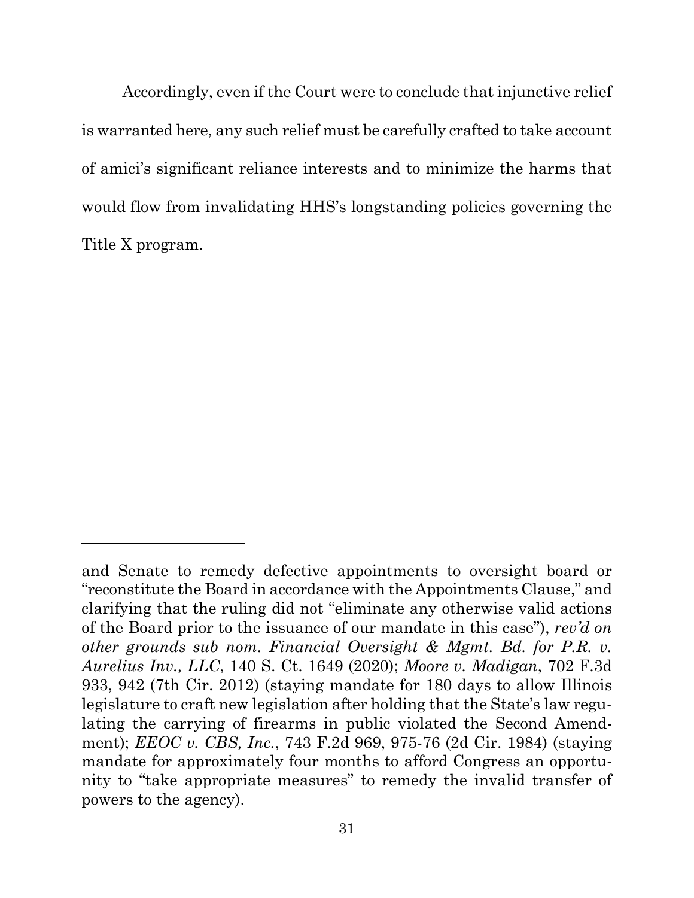Accordingly, even if the Court were to conclude that injunctive relief is warranted here, any such relief must be carefully crafted to take account of amici's significant reliance interests and to minimize the harms that would flow from invalidating HHS's longstanding policies governing the Title X program.

---

and Senate to remedy defective appointments to oversight board or "reconstitute the Board in accordance with the Appointments Clause," and clarifying that the ruling did not "eliminate any otherwise valid actions of the Board prior to the issuance of our mandate in this case"), *rev'd on other grounds sub nom. Financial Oversight & Mgmt. Bd. for P.R. v. Aurelius Inv., LLC*, 140 S. Ct. 1649 (2020); *Moore v. Madigan*, 702 F.3d 933, 942 (7th Cir. 2012) (staying mandate for 180 days to allow Illinois legislature to craft new legislation after holding that the State's law regulating the carrying of firearms in public violated the Second Amendment); *EEOC v. CBS, Inc.*, 743 F.2d 969, 975-76 (2d Cir. 1984) (staying mandate for approximately four months to afford Congress an opportunity to "take appropriate measures" to remedy the invalid transfer of powers to the agency).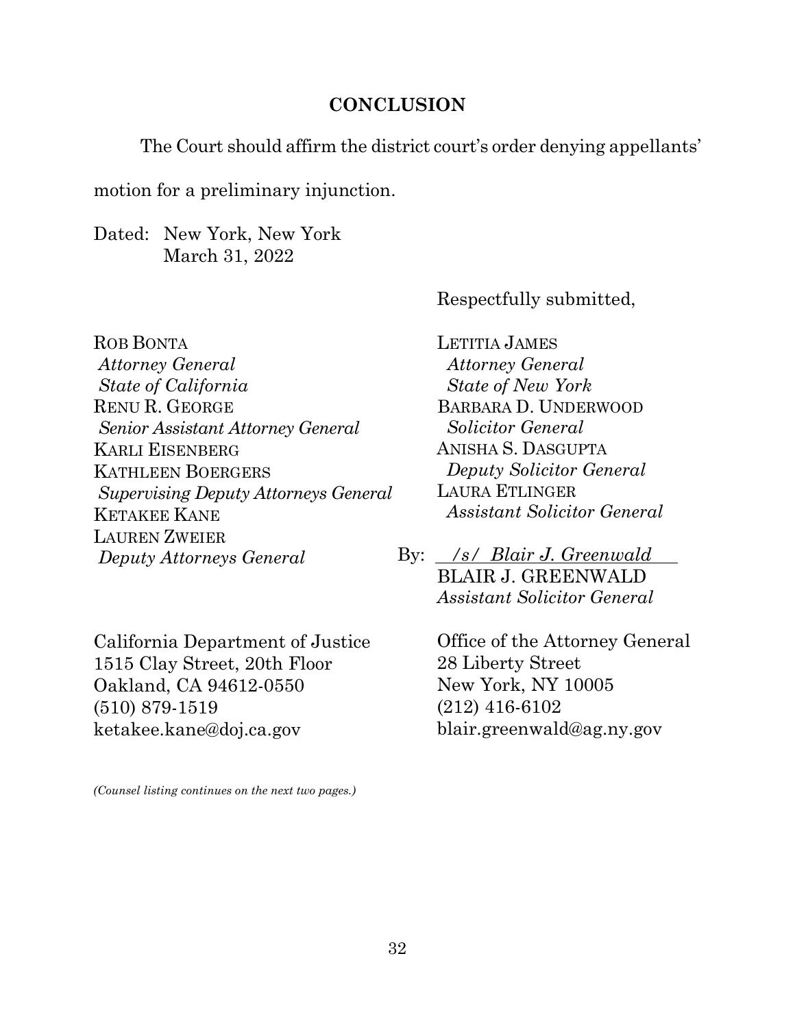## CONCLUSION

The Court should affirm the district court's order denying appellants' motion for a preliminary injunction.

Dated: New York, New York
March 31, 2022

Respectfully submitted,

LETITIA JAMES
*Attorney General*
*State of New York*
BARBARA D. UNDERWOOD
*Solicitor General*
ANISHA S. DASGUPTA
*Deputy Solicitor General*
LAURA ETLINGER
*Assistant Solicitor General*

By: */s/ Blair J. Greenwald*
BLAIR J. GREENWALD
*Assistant Solicitor General*

Office of the Attorney General
28 Liberty Street
New York, NY 10005
(212) 416-6102
blair.greenwald@ag.ny.gov

ROB BONTA
*Attorney General*
*State of California*
RENU R. GEORGE
*Senior Assistant Attorney General*
KARLI EISENBERG
KATHLEEN BOERGERS
*Supervising Deputy Attorneys General*
KETAKEE KANE
LAUREN ZWEIER
*Deputy Attorneys General*

California Department of Justice
1515 Clay Street, 20th Floor
Oakland, CA 94612-0550
(510) 879-1519
ketakee.kane@doj.ca.gov

*(Counsel listing continues on the next two pages.)*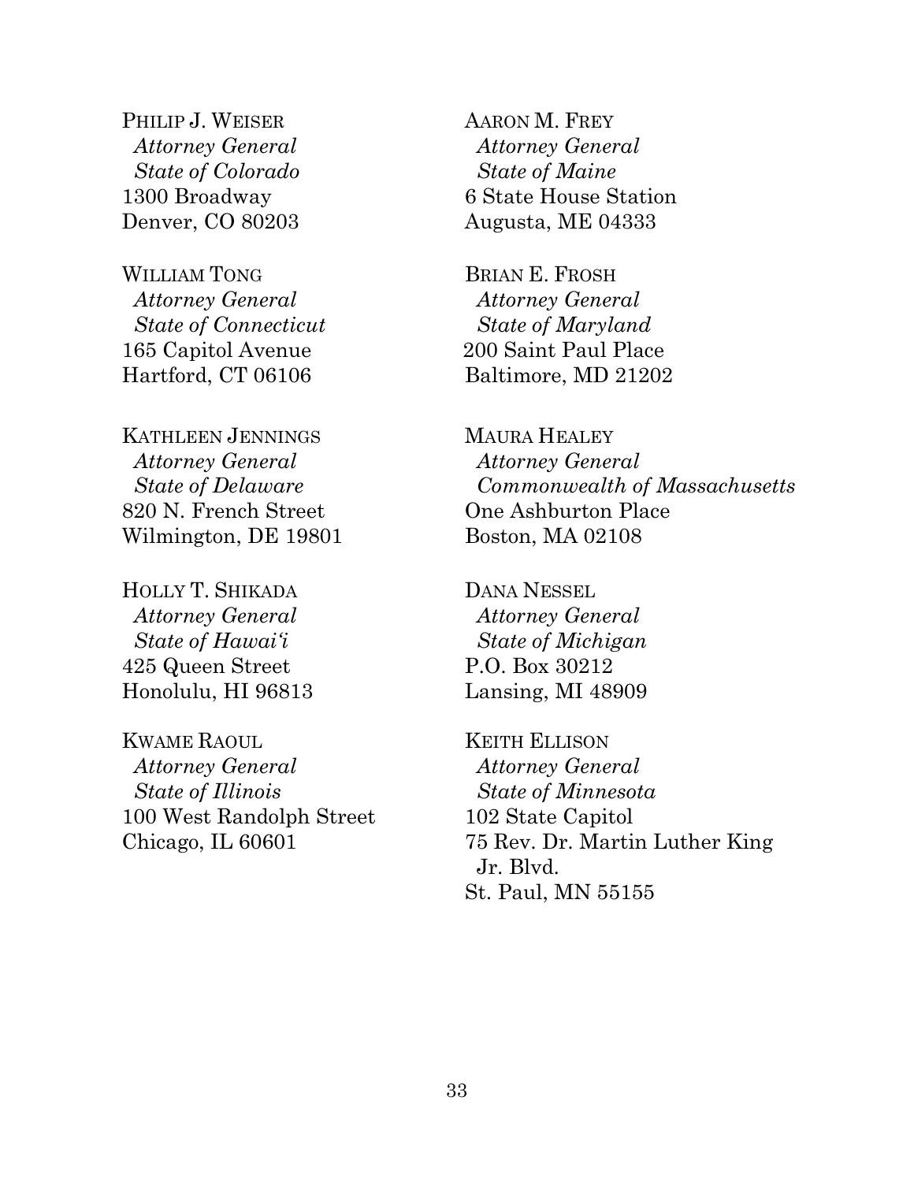PHILIP J. WEISER
*Attorney General*
*State of Colorado*
1300 Broadway
Denver, CO 80203

WILLIAM TONG
*Attorney General*
*State of Connecticut*
165 Capitol Avenue
Hartford, CT 06106

KATHLEEN JENNINGS
*Attorney General*
*State of Delaware*
820 N. French Street
Wilmington, DE 19801

HOLLY T. SHIKADA
*Attorney General*
*State of Hawaiʻi*
425 Queen Street
Honolulu, HI 96813

KWAME RAOUL
*Attorney General*
*State of Illinois*
100 West Randolph Street
Chicago, IL 60601

AARON M. FREY
*Attorney General*
*State of Maine*
6 State House Station
Augusta, ME 04333

BRIAN E. FROSH
*Attorney General*
*State of Maryland*
200 Saint Paul Place
Baltimore, MD 21202

MAURA HEALEY
*Attorney General*
*Commonwealth of Massachusetts*
One Ashburton Place
Boston, MA 02108

DANA NESSEL
*Attorney General*
*State of Michigan*
P.O. Box 30212
Lansing, MI 48909

KEITH ELLISON
*Attorney General*
*State of Minnesota*
102 State Capitol
75 Rev. Dr. Martin Luther King Jr. Blvd.
St. Paul, MN 55155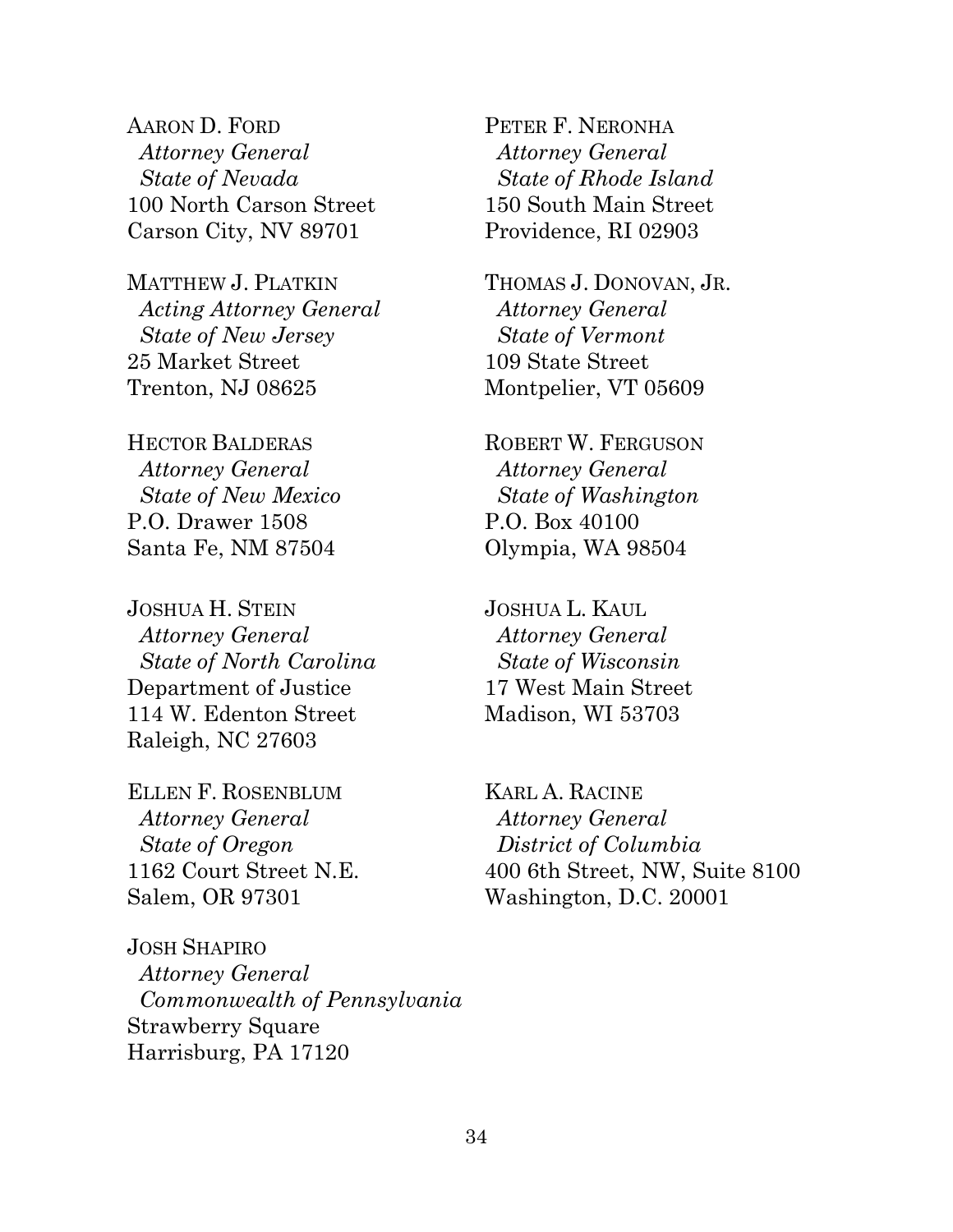AARON D. FORD
*Attorney General*
*State of Nevada*
100 North Carson Street
Carson City, NV 89701

MATTHEW J. PLATKIN
*Acting Attorney General*
*State of New Jersey*
25 Market Street
Trenton, NJ 08625

HECTOR BALDERAS
*Attorney General*
*State of New Mexico*
P.O. Drawer 1508
Santa Fe, NM 87504

JOSHUA H. STEIN
*Attorney General*
*State of North Carolina*
Department of Justice
114 W. Edenton Street
Raleigh, NC 27603

ELLEN F. ROSENBLUM
*Attorney General*
*State of Oregon*
1162 Court Street N.E.
Salem, OR 97301

JOSH SHAPIRO
*Attorney General*
*Commonwealth of Pennsylvania*
Strawberry Square
Harrisburg, PA 17120

PETER F. NERONHA
*Attorney General*
*State of Rhode Island*
150 South Main Street
Providence, RI 02903

THOMAS J. DONOVAN, JR.
*Attorney General*
*State of Vermont*
109 State Street
Montpelier, VT 05609

ROBERT W. FERGUSON
*Attorney General*
*State of Washington*
P.O. Box 40100
Olympia, WA 98504

JOSHUA L. KAUL
*Attorney General*
*State of Wisconsin*
17 West Main Street
Madison, WI 53703

KARL A. RACINE
*Attorney General*
*District of Columbia*
400 6th Street, NW, Suite 8100
Washington, D.C. 20001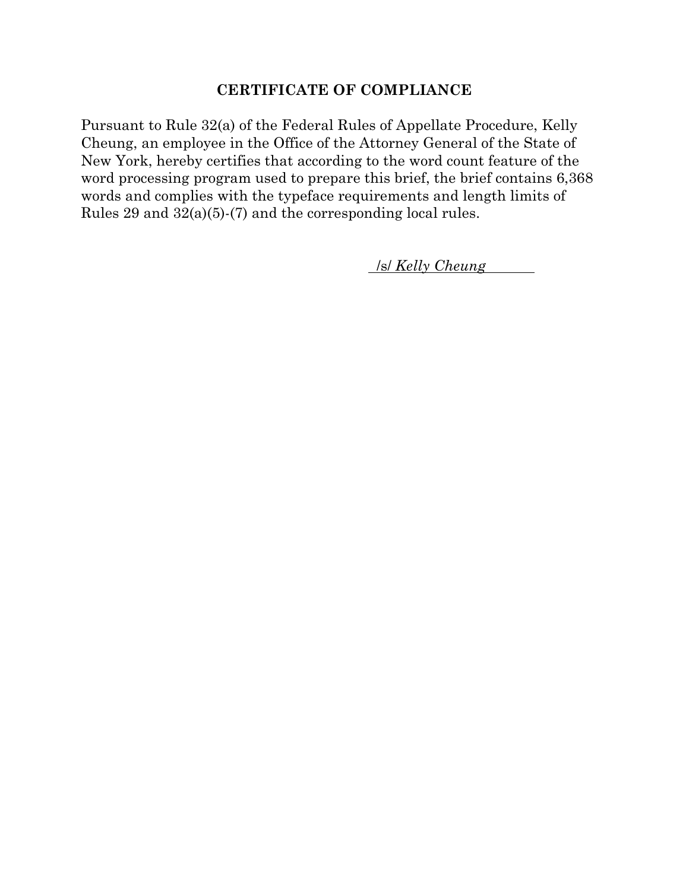## CERTIFICATE OF COMPLIANCE

Pursuant to Rule 32(a) of the Federal Rules of Appellate Procedure, Kelly Cheung, an employee in the Office of the Attorney General of the State of New York, hereby certifies that according to the word count feature of the word processing program used to prepare this brief, the brief contains 6,368 words and complies with the typeface requirements and length limits of Rules 29 and 32(a)(5)-(7) and the corresponding local rules.

/s/ *Kelly Cheung*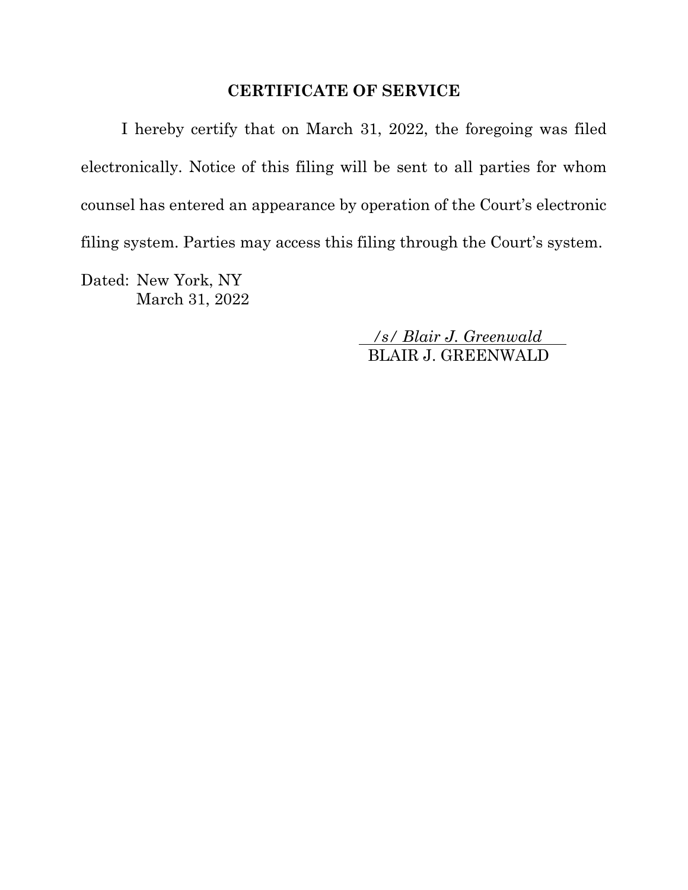## CERTIFICATE OF SERVICE

I hereby certify that on March 31, 2022, the foregoing was filed electronically. Notice of this filing will be sent to all parties for whom counsel has entered an appearance by operation of the Court's electronic filing system. Parties may access this filing through the Court's system.

Dated: New York, NY
March 31, 2022

*/s/ Blair J. Greenwald*
BLAIR J. GREENWALD